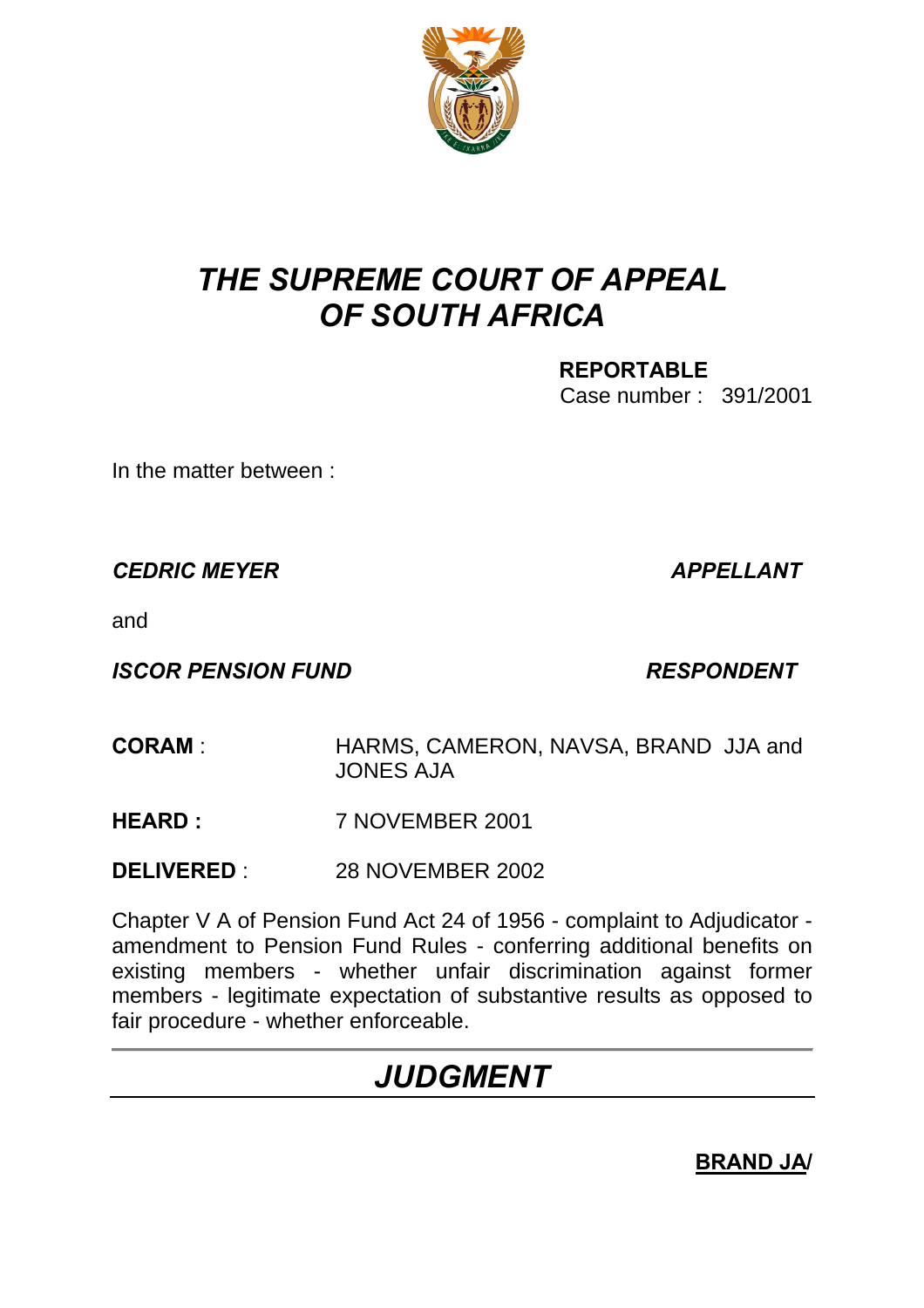# *THE SUPREME COURT OF APPEAL OF SOUTH AFRICA*

**REPORTABLE**
Case number : 391/2001

In the matter between :

***CEDRIC MEYER*** ***APPELLANT***

and

***ISCOR PENSION FUND*** ***RESPONDENT***

**CORAM** : HARMS, CAMERON, NAVSA, BRAND JJA and JONES AJA

**HEARD :** 7 NOVEMBER 2001

**DELIVERED** : 28 NOVEMBER 2002

Chapter V A of Pension Fund Act 24 of 1956 - complaint to Adjudicator - amendment to Pension Fund Rules - conferring additional benefits on existing members - whether unfair discrimination against former members - legitimate expectation of substantive results as opposed to fair procedure - whether enforceable.

---

# *JUDGMENT*

---

**BRAND JA/**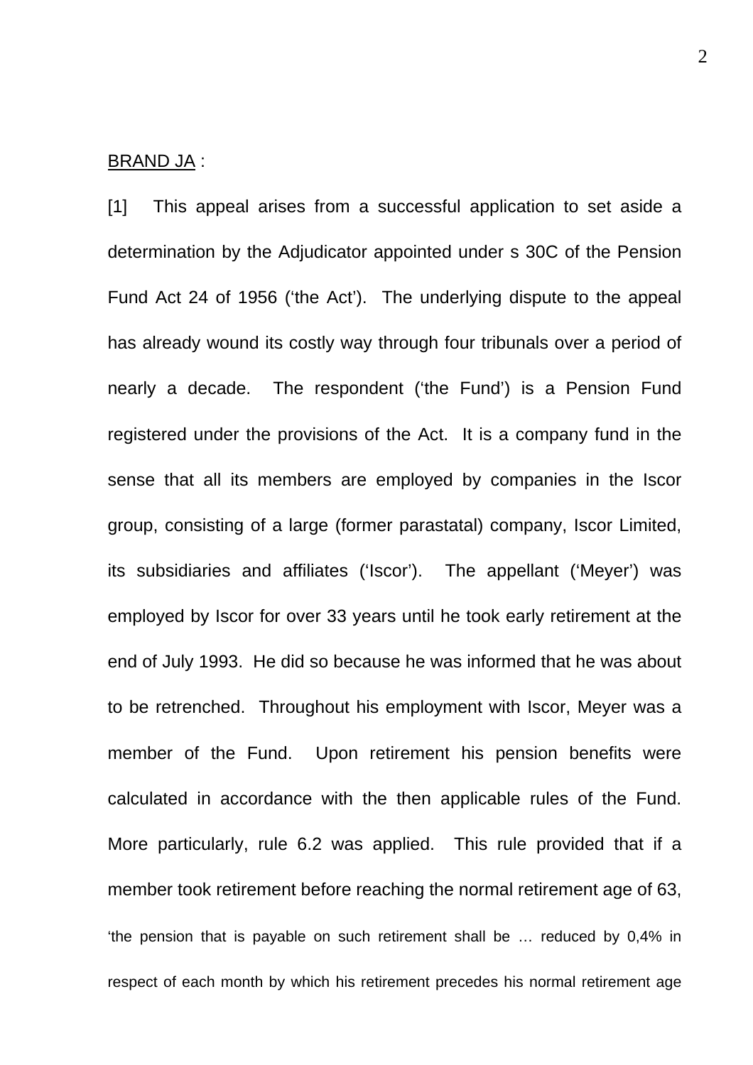BRAND JA :

[1] This appeal arises from a successful application to set aside a determination by the Adjudicator appointed under s 30C of the Pension Fund Act 24 of 1956 ('the Act'). The underlying dispute to the appeal has already wound its costly way through four tribunals over a period of nearly a decade. The respondent ('the Fund') is a Pension Fund registered under the provisions of the Act. It is a company fund in the sense that all its members are employed by companies in the Iscor group, consisting of a large (former parastatal) company, Iscor Limited, its subsidiaries and affiliates ('Iscor'). The appellant ('Meyer') was employed by Iscor for over 33 years until he took early retirement at the end of July 1993. He did so because he was informed that he was about to be retrenched. Throughout his employment with Iscor, Meyer was a member of the Fund. Upon retirement his pension benefits were calculated in accordance with the then applicable rules of the Fund. More particularly, rule 6.2 was applied. This rule provided that if a member took retirement before reaching the normal retirement age of 63,

'the pension that is payable on such retirement shall be … reduced by 0,4% in respect of each month by which his retirement precedes his normal retirement age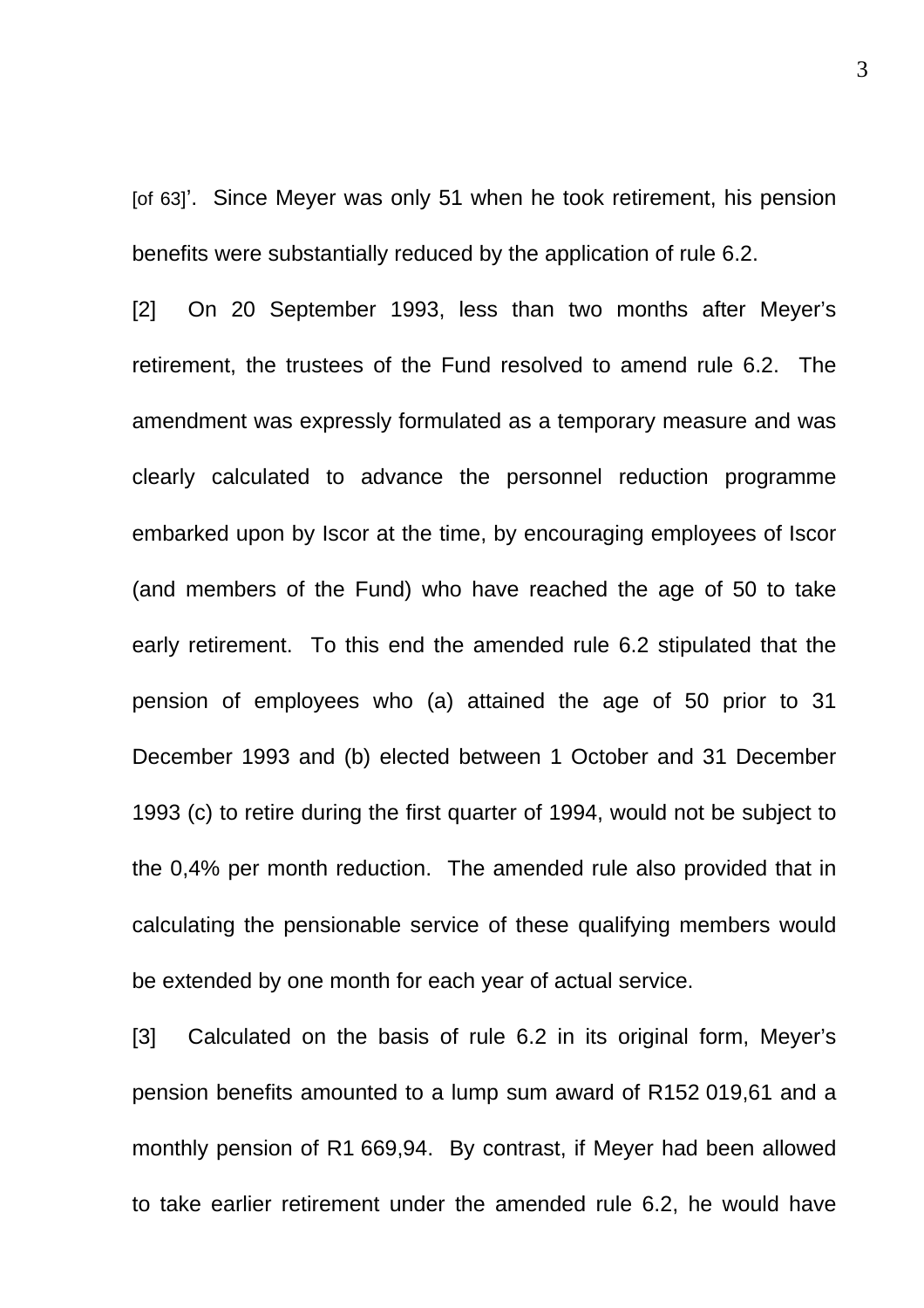[of 63]'. Since Meyer was only 51 when he took retirement, his pension benefits were substantially reduced by the application of rule 6.2.

[2] On 20 September 1993, less than two months after Meyer's retirement, the trustees of the Fund resolved to amend rule 6.2. The amendment was expressly formulated as a temporary measure and was clearly calculated to advance the personnel reduction programme embarked upon by Iscor at the time, by encouraging employees of Iscor (and members of the Fund) who have reached the age of 50 to take early retirement. To this end the amended rule 6.2 stipulated that the pension of employees who (a) attained the age of 50 prior to 31 December 1993 and (b) elected between 1 October and 31 December 1993 (c) to retire during the first quarter of 1994, would not be subject to the 0,4% per month reduction. The amended rule also provided that in calculating the pensionable service of these qualifying members would be extended by one month for each year of actual service.

[3] Calculated on the basis of rule 6.2 in its original form, Meyer's pension benefits amounted to a lump sum award of R152 019,61 and a monthly pension of R1 669,94. By contrast, if Meyer had been allowed to take earlier retirement under the amended rule 6.2, he would have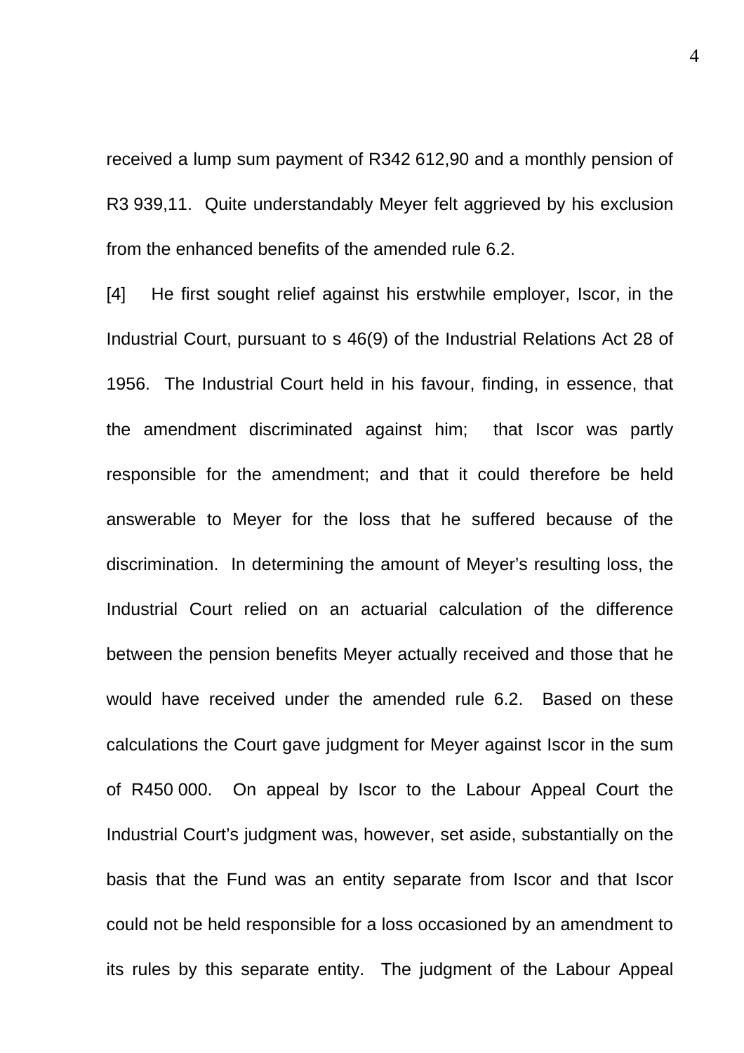received a lump sum payment of R342 612,90 and a monthly pension of R3 939,11. Quite understandably Meyer felt aggrieved by his exclusion from the enhanced benefits of the amended rule 6.2.

[4] He first sought relief against his erstwhile employer, Iscor, in the Industrial Court, pursuant to s 46(9) of the Industrial Relations Act 28 of 1956. The Industrial Court held in his favour, finding, in essence, that the amendment discriminated against him; that Iscor was partly responsible for the amendment; and that it could therefore be held answerable to Meyer for the loss that he suffered because of the discrimination. In determining the amount of Meyer's resulting loss, the Industrial Court relied on an actuarial calculation of the difference between the pension benefits Meyer actually received and those that he would have received under the amended rule 6.2. Based on these calculations the Court gave judgment for Meyer against Iscor in the sum of R450 000. On appeal by Iscor to the Labour Appeal Court the Industrial Court's judgment was, however, set aside, substantially on the basis that the Fund was an entity separate from Iscor and that Iscor could not be held responsible for a loss occasioned by an amendment to its rules by this separate entity. The judgment of the Labour Appeal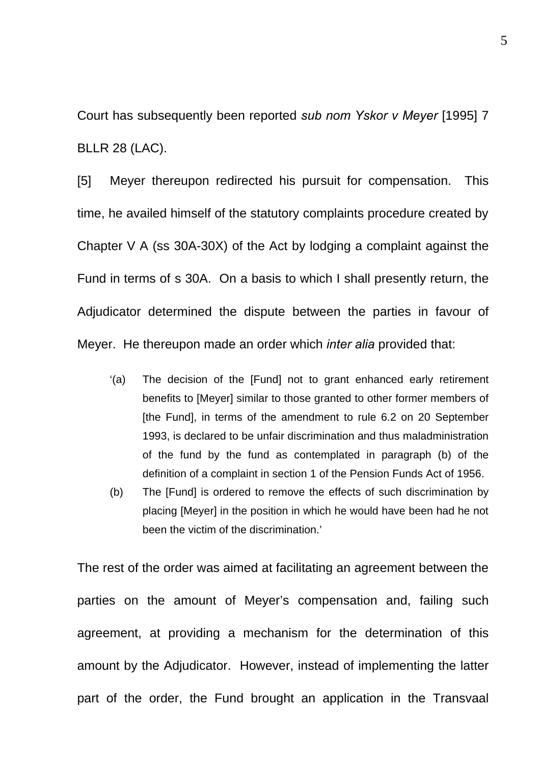Court has subsequently been reported *sub nom Yskor v Meyer* [1995] 7 BLLR 28 (LAC).

[5] Meyer thereupon redirected his pursuit for compensation. This time, he availed himself of the statutory complaints procedure created by Chapter V A (ss 30A-30X) of the Act by lodging a complaint against the Fund in terms of s 30A. On a basis to which I shall presently return, the Adjudicator determined the dispute between the parties in favour of Meyer. He thereupon made an order which *inter alia* provided that:

> '(a) The decision of the [Fund] not to grant enhanced early retirement benefits to [Meyer] similar to those granted to other former members of [the Fund], in terms of the amendment to rule 6.2 on 20 September 1993, is declared to be unfair discrimination and thus maladministration of the fund by the fund as contemplated in paragraph (b) of the definition of a complaint in section 1 of the Pension Funds Act of 1956.
>
> (b) The [Fund] is ordered to remove the effects of such discrimination by placing [Meyer] in the position in which he would have been had he not been the victim of the discrimination.'

The rest of the order was aimed at facilitating an agreement between the parties on the amount of Meyer's compensation and, failing such agreement, at providing a mechanism for the determination of this amount by the Adjudicator. However, instead of implementing the latter part of the order, the Fund brought an application in the Transvaal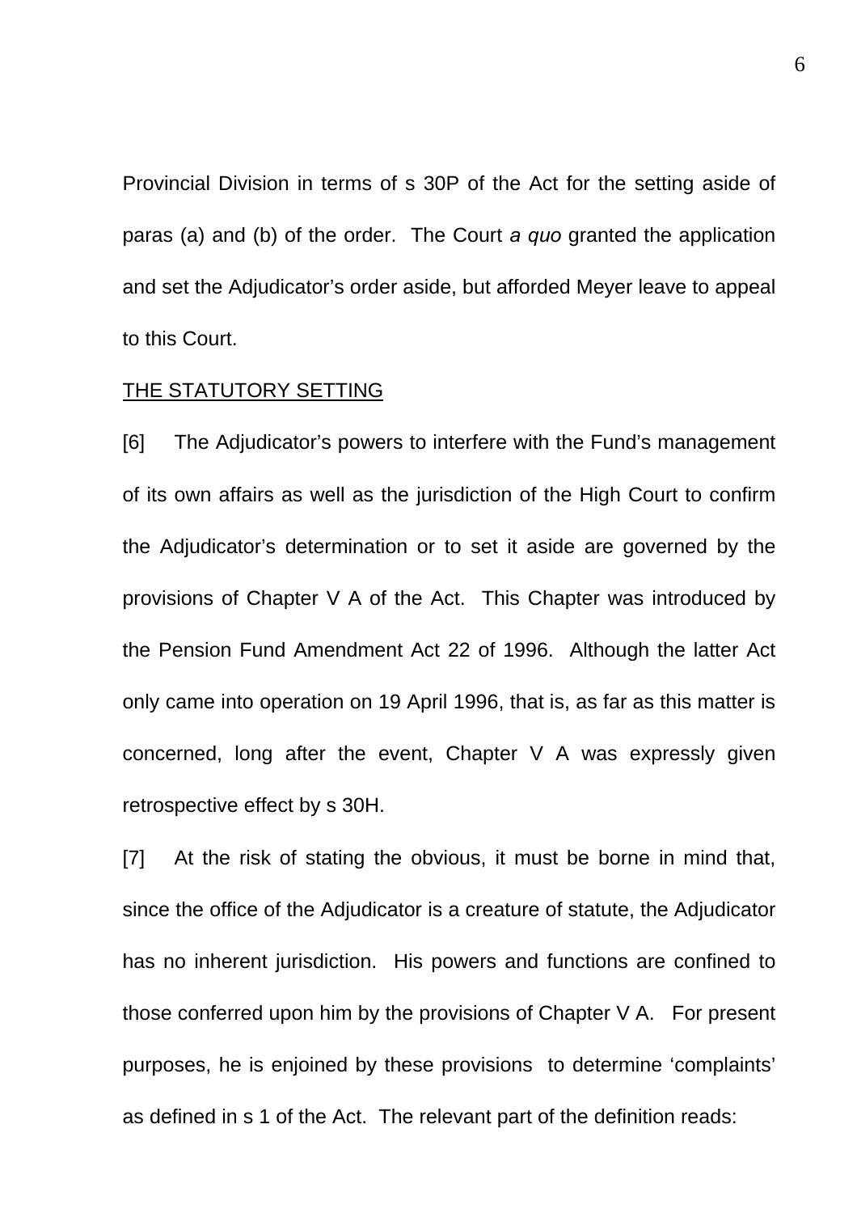Provincial Division in terms of s 30P of the Act for the setting aside of paras (a) and (b) of the order. The Court *a quo* granted the application and set the Adjudicator's order aside, but afforded Meyer leave to appeal to this Court.

THE STATUTORY SETTING

[6] The Adjudicator's powers to interfere with the Fund's management of its own affairs as well as the jurisdiction of the High Court to confirm the Adjudicator's determination or to set it aside are governed by the provisions of Chapter V A of the Act. This Chapter was introduced by the Pension Fund Amendment Act 22 of 1996. Although the latter Act only came into operation on 19 April 1996, that is, as far as this matter is concerned, long after the event, Chapter V A was expressly given retrospective effect by s 30H.

[7] At the risk of stating the obvious, it must be borne in mind that, since the office of the Adjudicator is a creature of statute, the Adjudicator has no inherent jurisdiction. His powers and functions are confined to those conferred upon him by the provisions of Chapter V A. For present purposes, he is enjoined by these provisions to determine 'complaints' as defined in s 1 of the Act. The relevant part of the definition reads: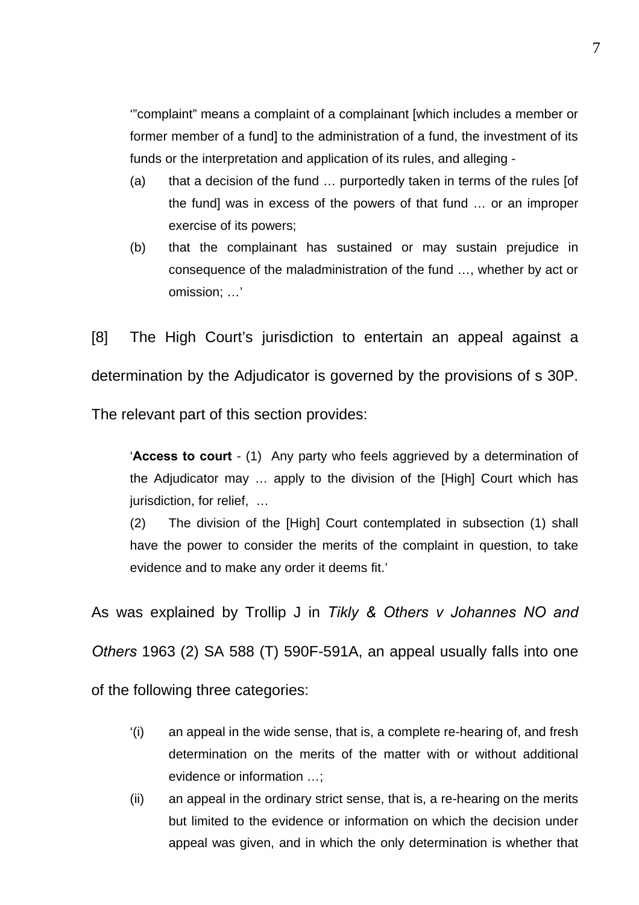> '"complaint" means a complaint of a complainant [which includes a member or former member of a fund] to the administration of a fund, the investment of its funds or the interpretation and application of its rules, and alleging -
>
> (a) that a decision of the fund … purportedly taken in terms of the rules [of the fund] was in excess of the powers of that fund … or an improper exercise of its powers;
>
> (b) that the complainant has sustained or may sustain prejudice in consequence of the maladministration of the fund …, whether by act or omission; …'

[8] The High Court's jurisdiction to entertain an appeal against a determination by the Adjudicator is governed by the provisions of s 30P. The relevant part of this section provides:

> '**Access to court** - (1) Any party who feels aggrieved by a determination of the Adjudicator may … apply to the division of the [High] Court which has jurisdiction, for relief, …
>
> (2) The division of the [High] Court contemplated in subsection (1) shall have the power to consider the merits of the complaint in question, to take evidence and to make any order it deems fit.'

As was explained by Trollip J in *Tikly & Others v Johannes NO and Others* 1963 (2) SA 588 (T) 590F-591A, an appeal usually falls into one of the following three categories:

> '(i) an appeal in the wide sense, that is, a complete re-hearing of, and fresh determination on the merits of the matter with or without additional evidence or information …;
>
> (ii) an appeal in the ordinary strict sense, that is, a re-hearing on the merits but limited to the evidence or information on which the decision under appeal was given, and in which the only determination is whether that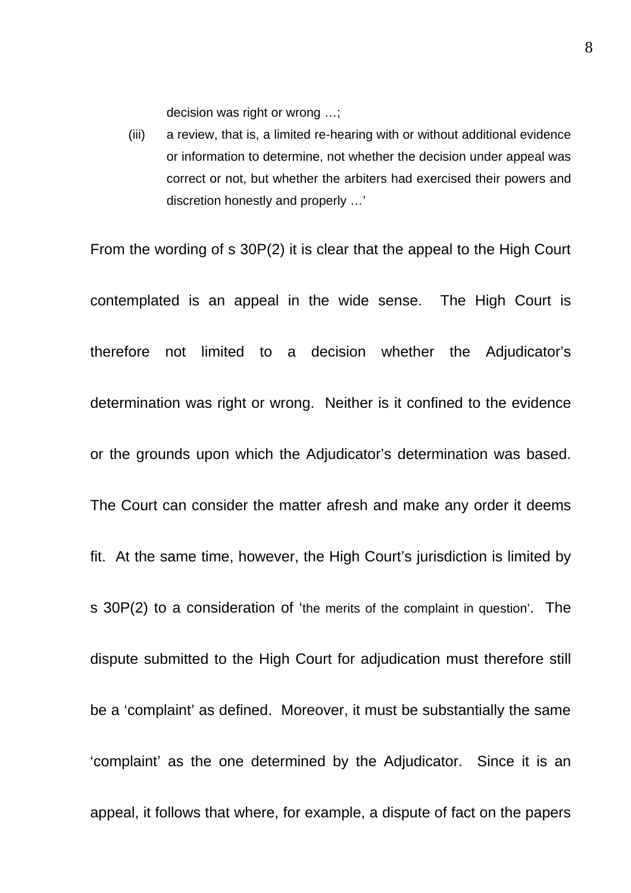decision was right or wrong …;

(iii) a review, that is, a limited re-hearing with or without additional evidence or information to determine, not whether the decision under appeal was correct or not, but whether the arbiters had exercised their powers and discretion honestly and properly …'

From the wording of s 30P(2) it is clear that the appeal to the High Court contemplated is an appeal in the wide sense. The High Court is therefore not limited to a decision whether the Adjudicator's determination was right or wrong. Neither is it confined to the evidence or the grounds upon which the Adjudicator's determination was based. The Court can consider the matter afresh and make any order it deems fit. At the same time, however, the High Court's jurisdiction is limited by s 30P(2) to a consideration of 'the merits of the complaint in question'. The dispute submitted to the High Court for adjudication must therefore still be a 'complaint' as defined. Moreover, it must be substantially the same 'complaint' as the one determined by the Adjudicator. Since it is an appeal, it follows that where, for example, a dispute of fact on the papers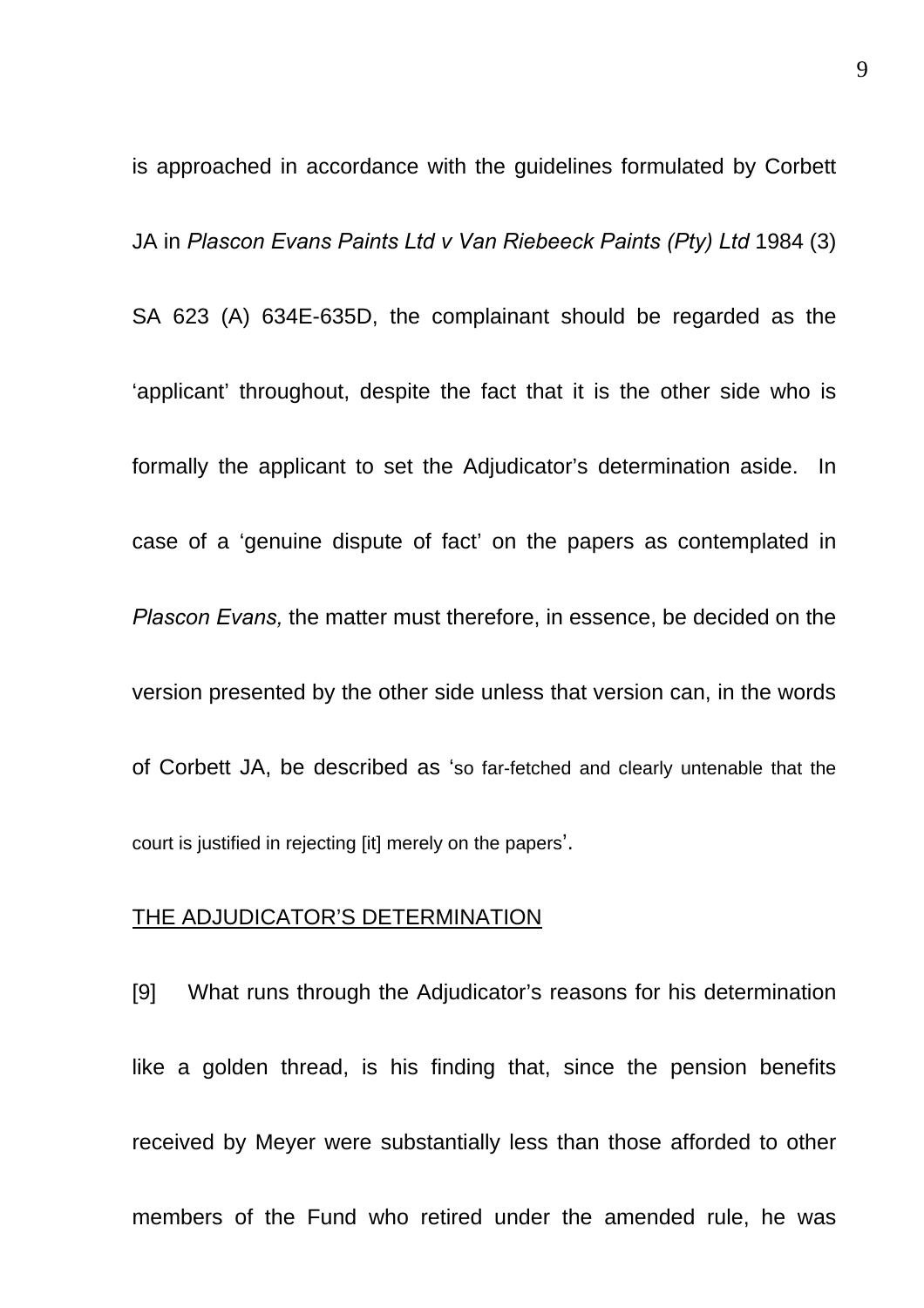is approached in accordance with the guidelines formulated by Corbett JA in *Plascon Evans Paints Ltd v Van Riebeeck Paints (Pty) Ltd* 1984 (3) SA 623 (A) 634E-635D, the complainant should be regarded as the 'applicant' throughout, despite the fact that it is the other side who is formally the applicant to set the Adjudicator's determination aside. In case of a 'genuine dispute of fact' on the papers as contemplated in *Plascon Evans,* the matter must therefore, in essence, be decided on the version presented by the other side unless that version can, in the words of Corbett JA, be described as 'so far-fetched and clearly untenable that the court is justified in rejecting [it] merely on the papers'.

THE ADJUDICATOR'S DETERMINATION

[9] What runs through the Adjudicator's reasons for his determination like a golden thread, is his finding that, since the pension benefits received by Meyer were substantially less than those afforded to other members of the Fund who retired under the amended rule, he was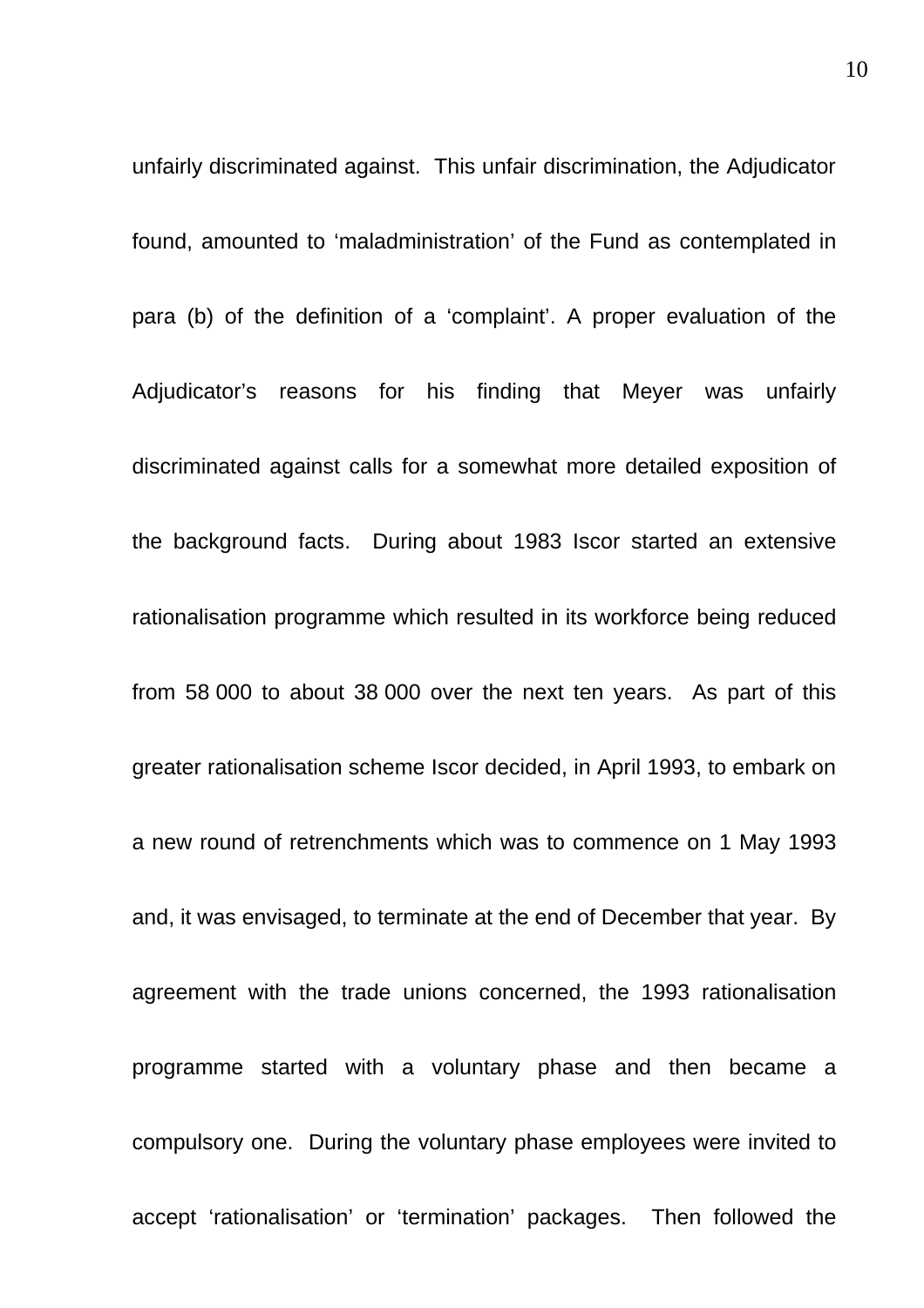unfairly discriminated against. This unfair discrimination, the Adjudicator found, amounted to 'maladministration' of the Fund as contemplated in para (b) of the definition of a 'complaint'. A proper evaluation of the Adjudicator's reasons for his finding that Meyer was unfairly discriminated against calls for a somewhat more detailed exposition of the background facts. During about 1983 Iscor started an extensive rationalisation programme which resulted in its workforce being reduced from 58 000 to about 38 000 over the next ten years. As part of this greater rationalisation scheme Iscor decided, in April 1993, to embark on a new round of retrenchments which was to commence on 1 May 1993 and, it was envisaged, to terminate at the end of December that year. By agreement with the trade unions concerned, the 1993 rationalisation programme started with a voluntary phase and then became a compulsory one. During the voluntary phase employees were invited to accept 'rationalisation' or 'termination' packages. Then followed the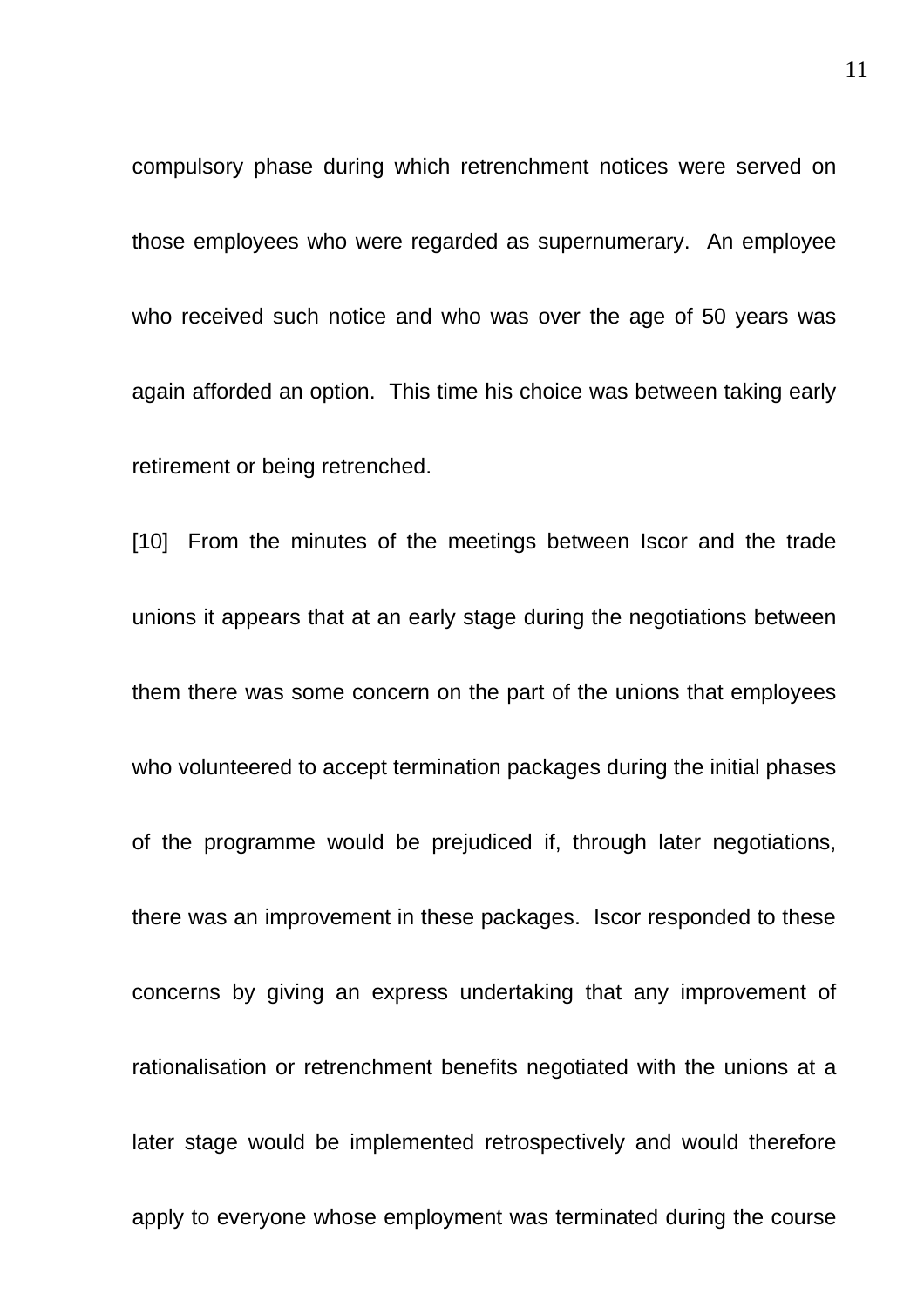compulsory phase during which retrenchment notices were served on those employees who were regarded as supernumerary. An employee who received such notice and who was over the age of 50 years was again afforded an option. This time his choice was between taking early retirement or being retrenched.

[10] From the minutes of the meetings between Iscor and the trade unions it appears that at an early stage during the negotiations between them there was some concern on the part of the unions that employees who volunteered to accept termination packages during the initial phases of the programme would be prejudiced if, through later negotiations, there was an improvement in these packages. Iscor responded to these concerns by giving an express undertaking that any improvement of rationalisation or retrenchment benefits negotiated with the unions at a later stage would be implemented retrospectively and would therefore apply to everyone whose employment was terminated during the course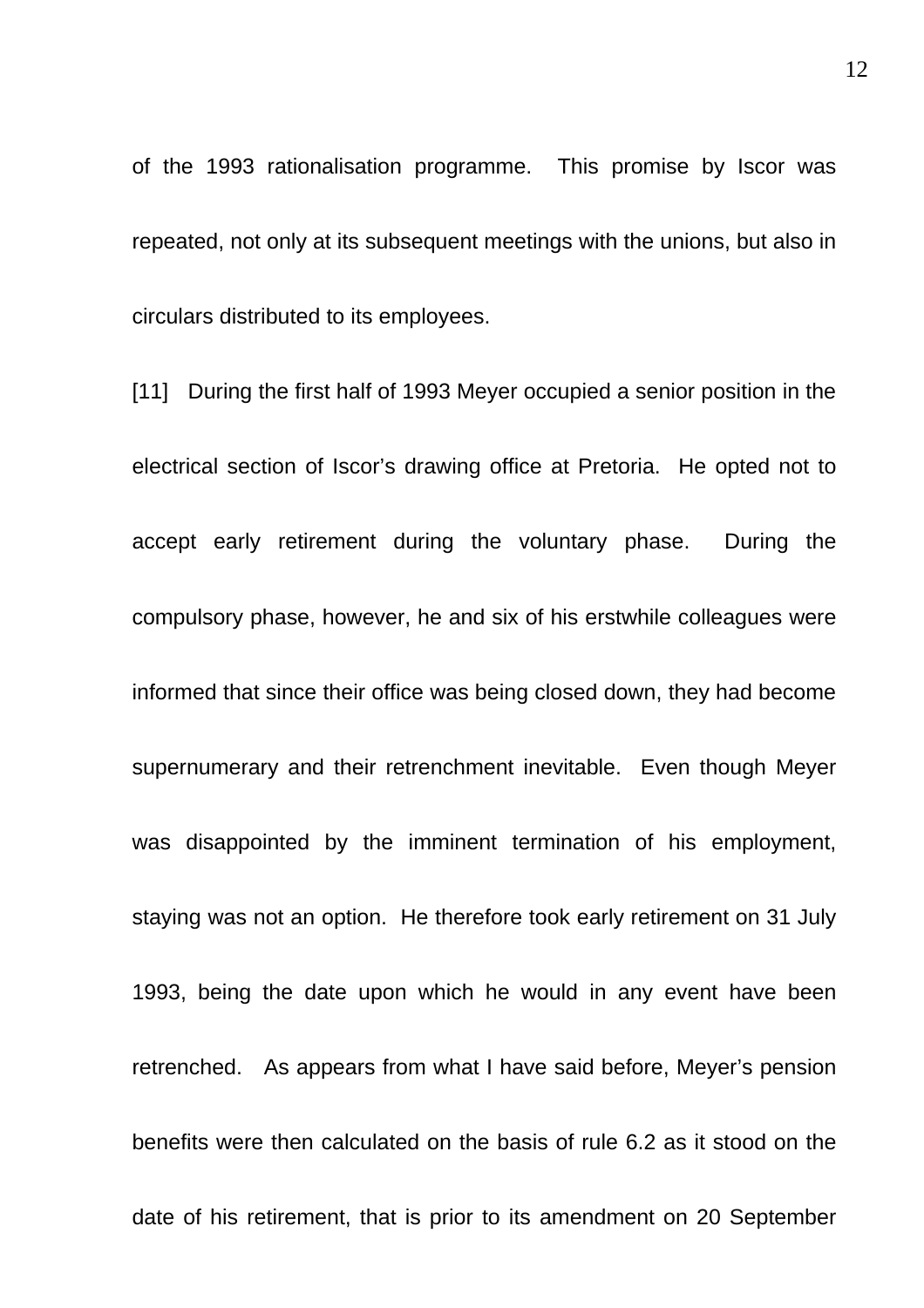of the 1993 rationalisation programme. This promise by Iscor was repeated, not only at its subsequent meetings with the unions, but also in circulars distributed to its employees.

[11] During the first half of 1993 Meyer occupied a senior position in the electrical section of Iscor's drawing office at Pretoria. He opted not to accept early retirement during the voluntary phase. During the compulsory phase, however, he and six of his erstwhile colleagues were informed that since their office was being closed down, they had become supernumerary and their retrenchment inevitable. Even though Meyer was disappointed by the imminent termination of his employment, staying was not an option. He therefore took early retirement on 31 July 1993, being the date upon which he would in any event have been retrenched. As appears from what I have said before, Meyer's pension benefits were then calculated on the basis of rule 6.2 as it stood on the date of his retirement, that is prior to its amendment on 20 September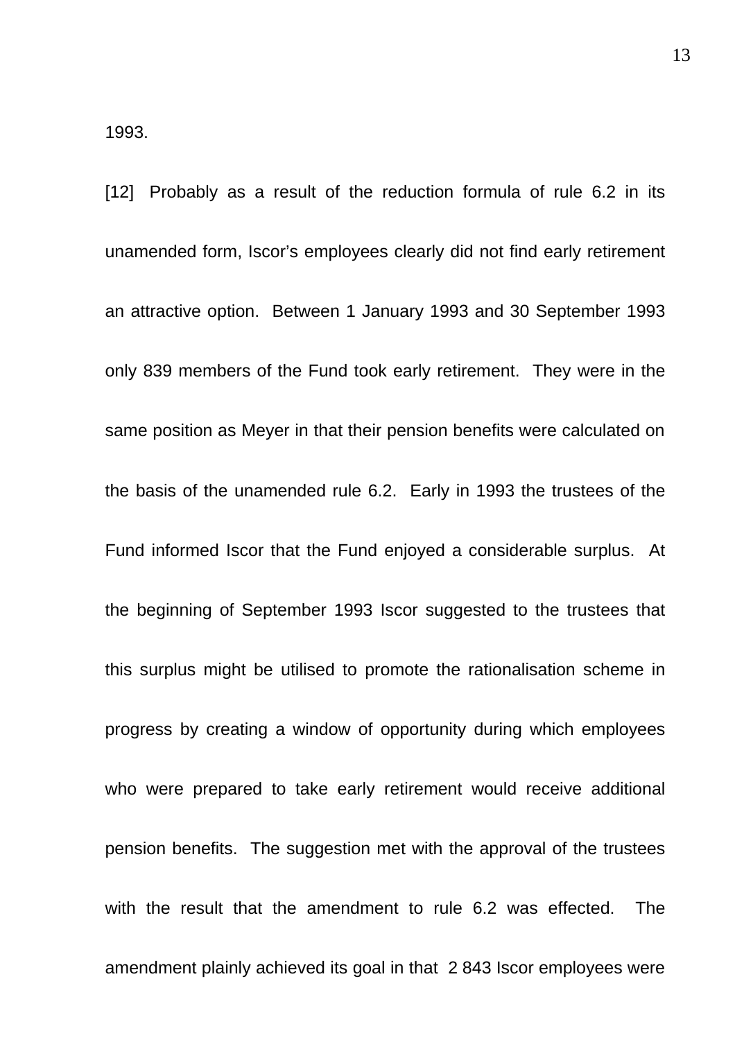1993.

[12] Probably as a result of the reduction formula of rule 6.2 in its unamended form, Iscor's employees clearly did not find early retirement an attractive option. Between 1 January 1993 and 30 September 1993 only 839 members of the Fund took early retirement. They were in the same position as Meyer in that their pension benefits were calculated on the basis of the unamended rule 6.2. Early in 1993 the trustees of the Fund informed Iscor that the Fund enjoyed a considerable surplus. At the beginning of September 1993 Iscor suggested to the trustees that this surplus might be utilised to promote the rationalisation scheme in progress by creating a window of opportunity during which employees who were prepared to take early retirement would receive additional pension benefits. The suggestion met with the approval of the trustees with the result that the amendment to rule 6.2 was effected. The amendment plainly achieved its goal in that 2 843 Iscor employees were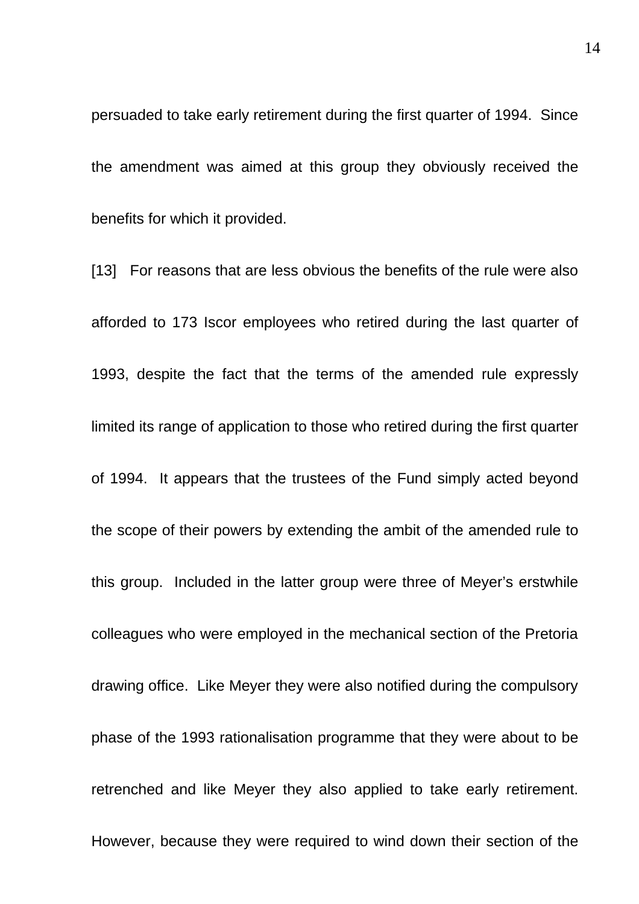persuaded to take early retirement during the first quarter of 1994. Since the amendment was aimed at this group they obviously received the benefits for which it provided.

[13] For reasons that are less obvious the benefits of the rule were also afforded to 173 Iscor employees who retired during the last quarter of 1993, despite the fact that the terms of the amended rule expressly limited its range of application to those who retired during the first quarter of 1994. It appears that the trustees of the Fund simply acted beyond the scope of their powers by extending the ambit of the amended rule to this group. Included in the latter group were three of Meyer's erstwhile colleagues who were employed in the mechanical section of the Pretoria drawing office. Like Meyer they were also notified during the compulsory phase of the 1993 rationalisation programme that they were about to be retrenched and like Meyer they also applied to take early retirement. However, because they were required to wind down their section of the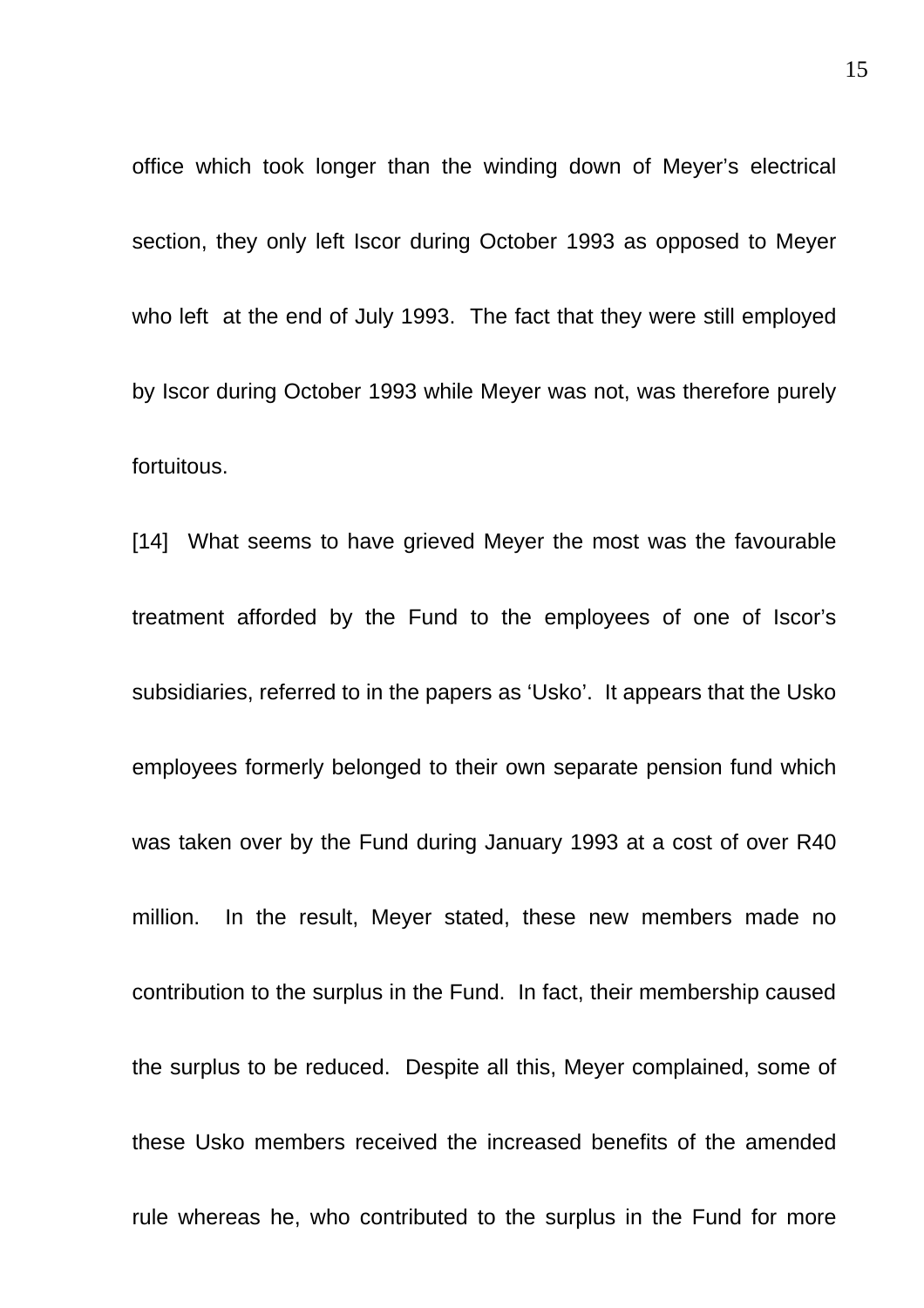office which took longer than the winding down of Meyer's electrical section, they only left Iscor during October 1993 as opposed to Meyer who left at the end of July 1993. The fact that they were still employed by Iscor during October 1993 while Meyer was not, was therefore purely fortuitous.

[14] What seems to have grieved Meyer the most was the favourable treatment afforded by the Fund to the employees of one of Iscor's subsidiaries, referred to in the papers as 'Usko'. It appears that the Usko employees formerly belonged to their own separate pension fund which was taken over by the Fund during January 1993 at a cost of over R40 million. In the result, Meyer stated, these new members made no contribution to the surplus in the Fund. In fact, their membership caused the surplus to be reduced. Despite all this, Meyer complained, some of these Usko members received the increased benefits of the amended rule whereas he, who contributed to the surplus in the Fund for more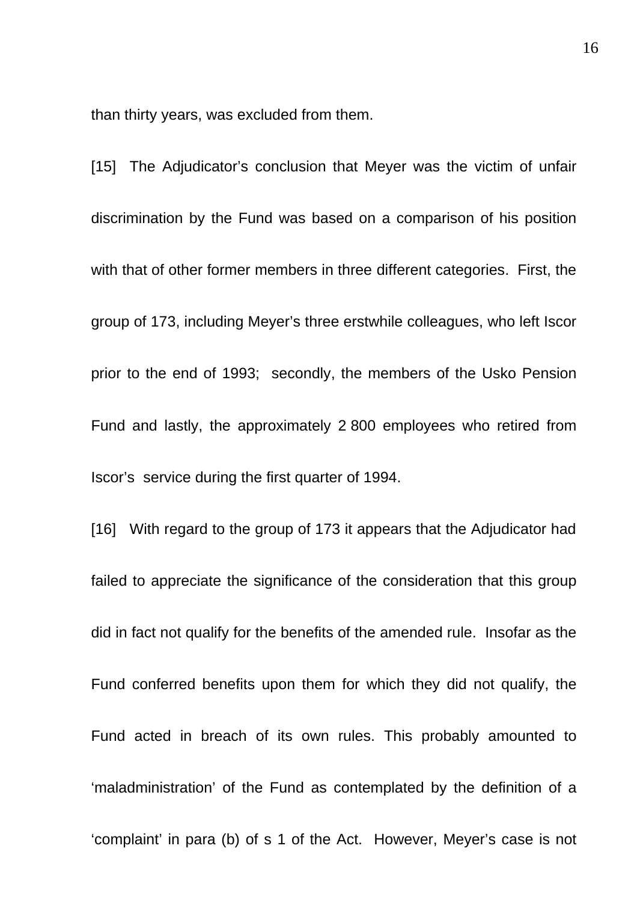than thirty years, was excluded from them.

[15] The Adjudicator's conclusion that Meyer was the victim of unfair discrimination by the Fund was based on a comparison of his position with that of other former members in three different categories. First, the group of 173, including Meyer's three erstwhile colleagues, who left Iscor prior to the end of 1993; secondly, the members of the Usko Pension Fund and lastly, the approximately 2 800 employees who retired from Iscor's service during the first quarter of 1994.

[16] With regard to the group of 173 it appears that the Adjudicator had failed to appreciate the significance of the consideration that this group did in fact not qualify for the benefits of the amended rule. Insofar as the Fund conferred benefits upon them for which they did not qualify, the Fund acted in breach of its own rules. This probably amounted to 'maladministration' of the Fund as contemplated by the definition of a 'complaint' in para (b) of s 1 of the Act. However, Meyer's case is not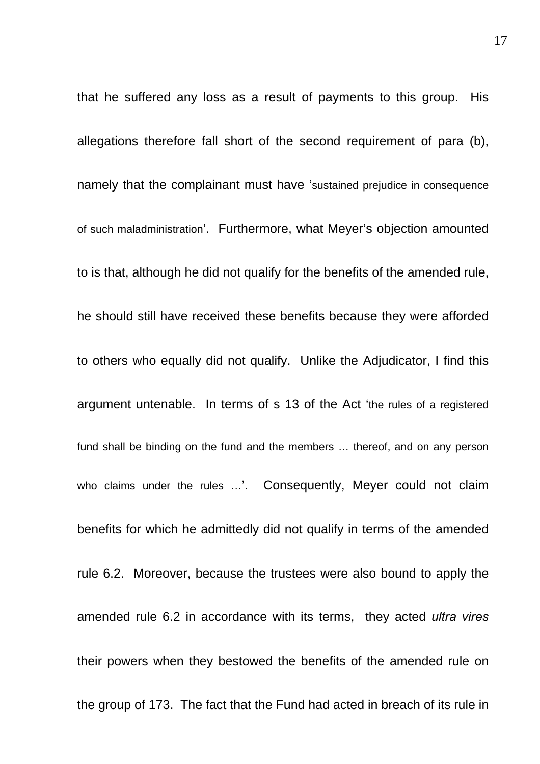that he suffered any loss as a result of payments to this group. His allegations therefore fall short of the second requirement of para (b), namely that the complainant must have 'sustained prejudice in consequence of such maladministration'. Furthermore, what Meyer's objection amounted to is that, although he did not qualify for the benefits of the amended rule, he should still have received these benefits because they were afforded to others who equally did not qualify. Unlike the Adjudicator, I find this argument untenable. In terms of s 13 of the Act 'the rules of a registered fund shall be binding on the fund and the members … thereof, and on any person who claims under the rules …'. Consequently, Meyer could not claim benefits for which he admittedly did not qualify in terms of the amended rule 6.2. Moreover, because the trustees were also bound to apply the amended rule 6.2 in accordance with its terms, they acted *ultra vires* their powers when they bestowed the benefits of the amended rule on the group of 173. The fact that the Fund had acted in breach of its rule in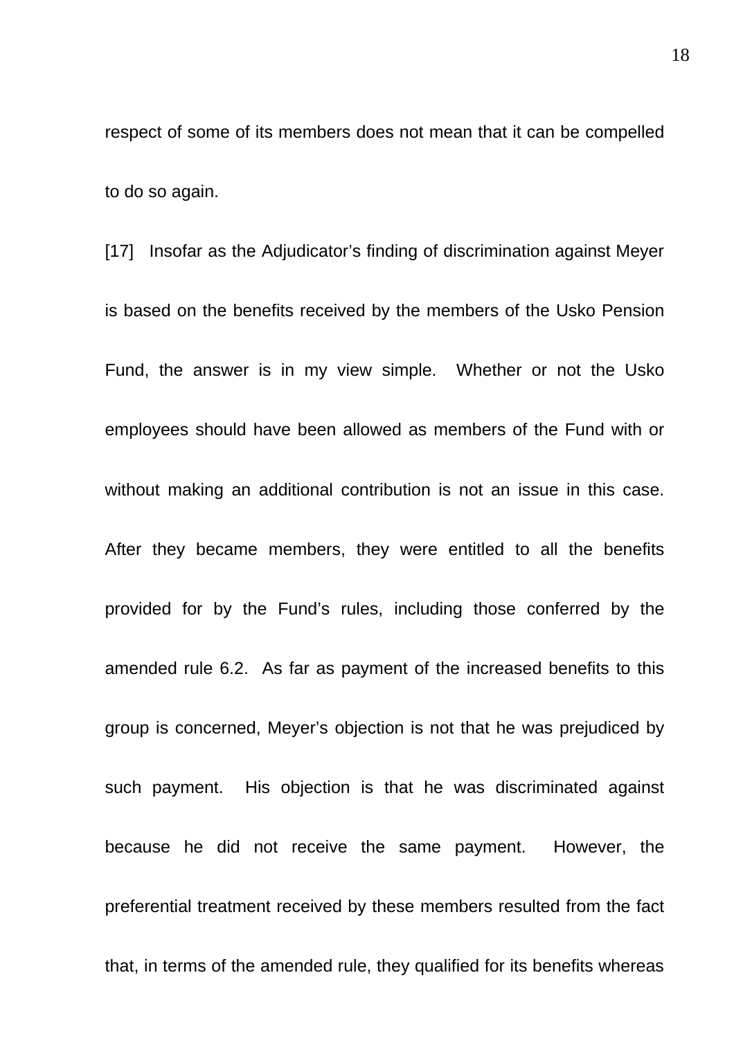respect of some of its members does not mean that it can be compelled to do so again.

[17] Insofar as the Adjudicator's finding of discrimination against Meyer is based on the benefits received by the members of the Usko Pension Fund, the answer is in my view simple. Whether or not the Usko employees should have been allowed as members of the Fund with or without making an additional contribution is not an issue in this case. After they became members, they were entitled to all the benefits provided for by the Fund's rules, including those conferred by the amended rule 6.2. As far as payment of the increased benefits to this group is concerned, Meyer's objection is not that he was prejudiced by such payment. His objection is that he was discriminated against because he did not receive the same payment. However, the preferential treatment received by these members resulted from the fact that, in terms of the amended rule, they qualified for its benefits whereas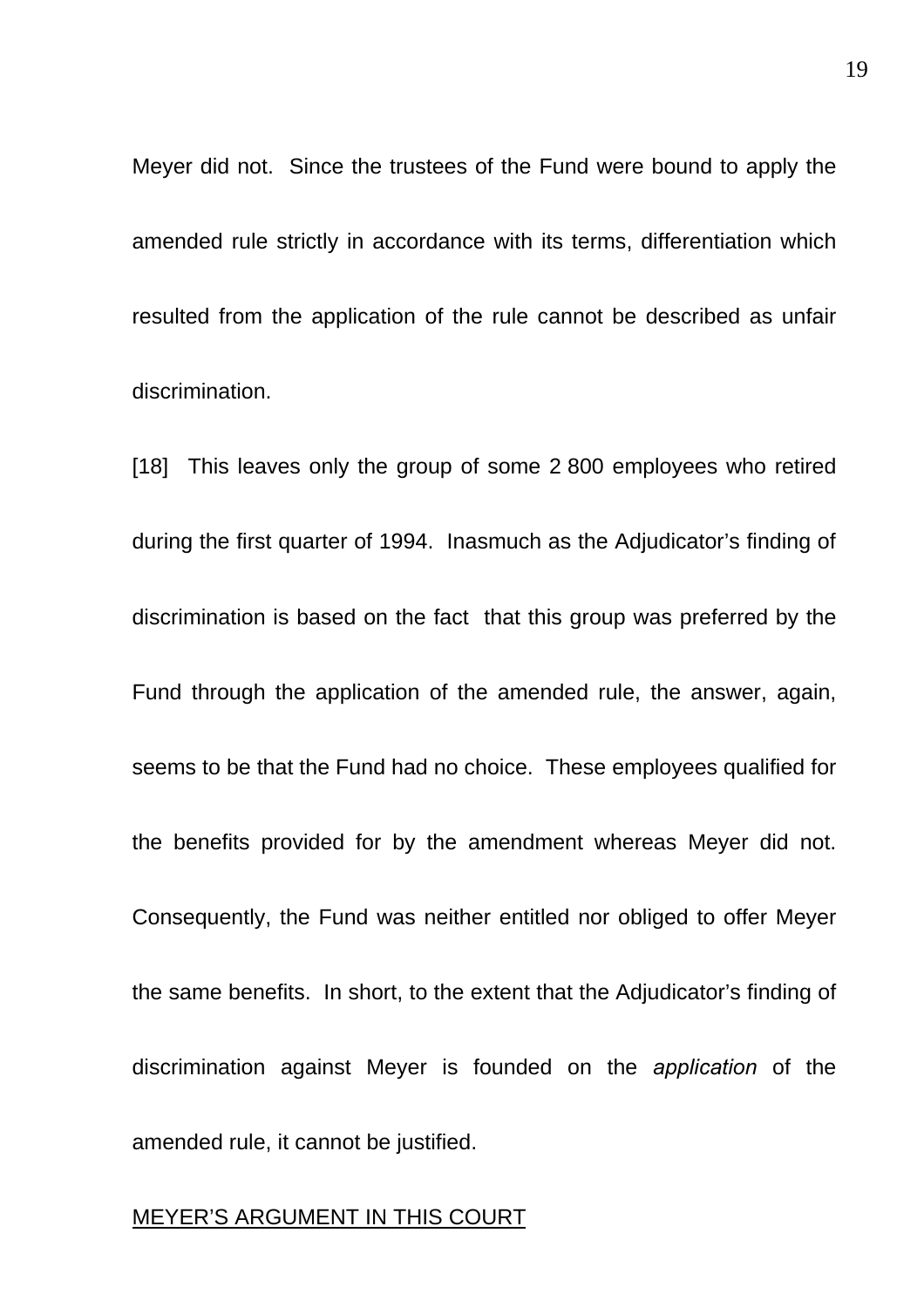Meyer did not. Since the trustees of the Fund were bound to apply the amended rule strictly in accordance with its terms, differentiation which resulted from the application of the rule cannot be described as unfair discrimination.

[18] This leaves only the group of some 2 800 employees who retired during the first quarter of 1994. Inasmuch as the Adjudicator's finding of discrimination is based on the fact that this group was preferred by the Fund through the application of the amended rule, the answer, again, seems to be that the Fund had no choice. These employees qualified for the benefits provided for by the amendment whereas Meyer did not. Consequently, the Fund was neither entitled nor obliged to offer Meyer the same benefits. In short, to the extent that the Adjudicator's finding of discrimination against Meyer is founded on the *application* of the amended rule, it cannot be justified.

<u>MEYER'S ARGUMENT IN THIS COURT</u>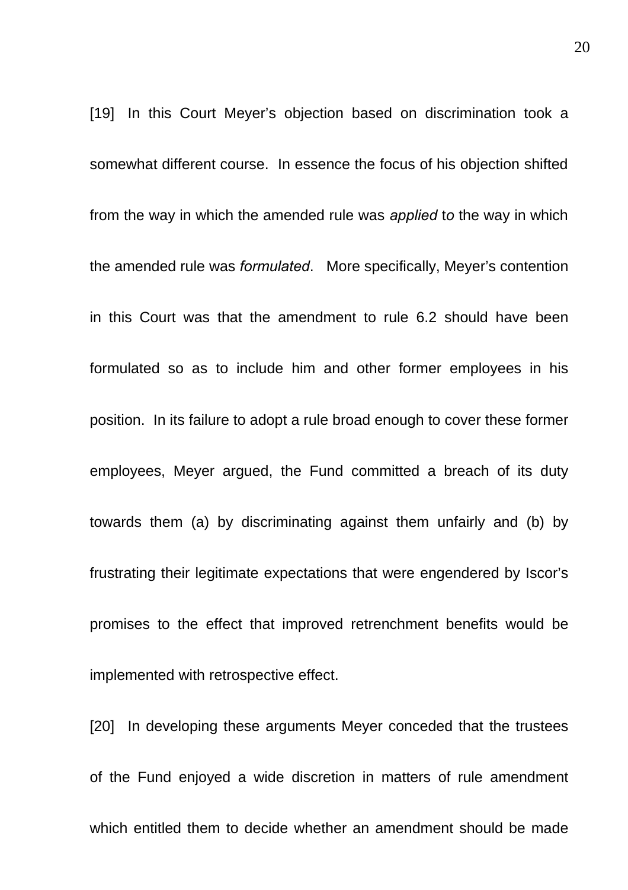[19] In this Court Meyer's objection based on discrimination took a somewhat different course. In essence the focus of his objection shifted from the way in which the amended rule was *applied* to the way in which the amended rule was *formulated*. More specifically, Meyer's contention in this Court was that the amendment to rule 6.2 should have been formulated so as to include him and other former employees in his position. In its failure to adopt a rule broad enough to cover these former employees, Meyer argued, the Fund committed a breach of its duty towards them (a) by discriminating against them unfairly and (b) by frustrating their legitimate expectations that were engendered by Iscor's promises to the effect that improved retrenchment benefits would be implemented with retrospective effect.

[20] In developing these arguments Meyer conceded that the trustees of the Fund enjoyed a wide discretion in matters of rule amendment which entitled them to decide whether an amendment should be made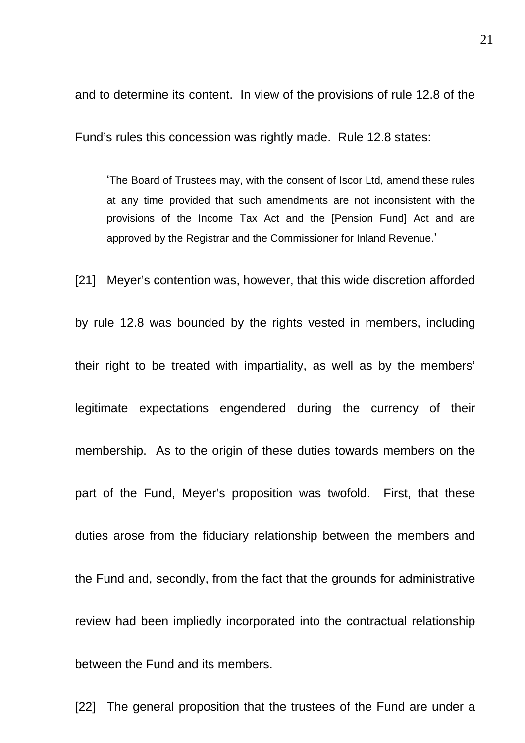and to determine its content. In view of the provisions of rule 12.8 of the Fund's rules this concession was rightly made. Rule 12.8 states:

> 'The Board of Trustees may, with the consent of Iscor Ltd, amend these rules at any time provided that such amendments are not inconsistent with the provisions of the Income Tax Act and the [Pension Fund] Act and are approved by the Registrar and the Commissioner for Inland Revenue.'

[21] Meyer's contention was, however, that this wide discretion afforded by rule 12.8 was bounded by the rights vested in members, including their right to be treated with impartiality, as well as by the members' legitimate expectations engendered during the currency of their membership. As to the origin of these duties towards members on the part of the Fund, Meyer's proposition was twofold. First, that these duties arose from the fiduciary relationship between the members and the Fund and, secondly, from the fact that the grounds for administrative review had been impliedly incorporated into the contractual relationship between the Fund and its members.

[22] The general proposition that the trustees of the Fund are under a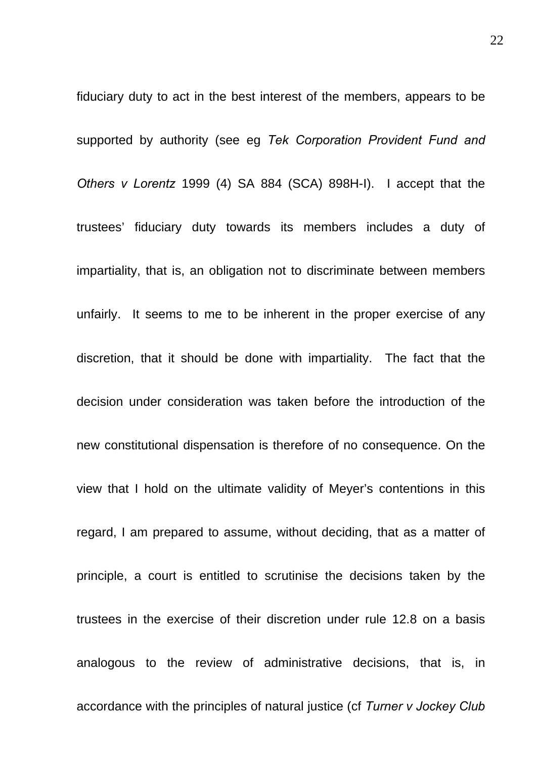fiduciary duty to act in the best interest of the members, appears to be supported by authority (see eg *Tek Corporation Provident Fund and Others v Lorentz* 1999 (4) SA 884 (SCA) 898H-I). I accept that the trustees' fiduciary duty towards its members includes a duty of impartiality, that is, an obligation not to discriminate between members unfairly. It seems to me to be inherent in the proper exercise of any discretion, that it should be done with impartiality. The fact that the decision under consideration was taken before the introduction of the new constitutional dispensation is therefore of no consequence. On the view that I hold on the ultimate validity of Meyer's contentions in this regard, I am prepared to assume, without deciding, that as a matter of principle, a court is entitled to scrutinise the decisions taken by the trustees in the exercise of their discretion under rule 12.8 on a basis analogous to the review of administrative decisions, that is, in accordance with the principles of natural justice (cf *Turner v Jockey Club*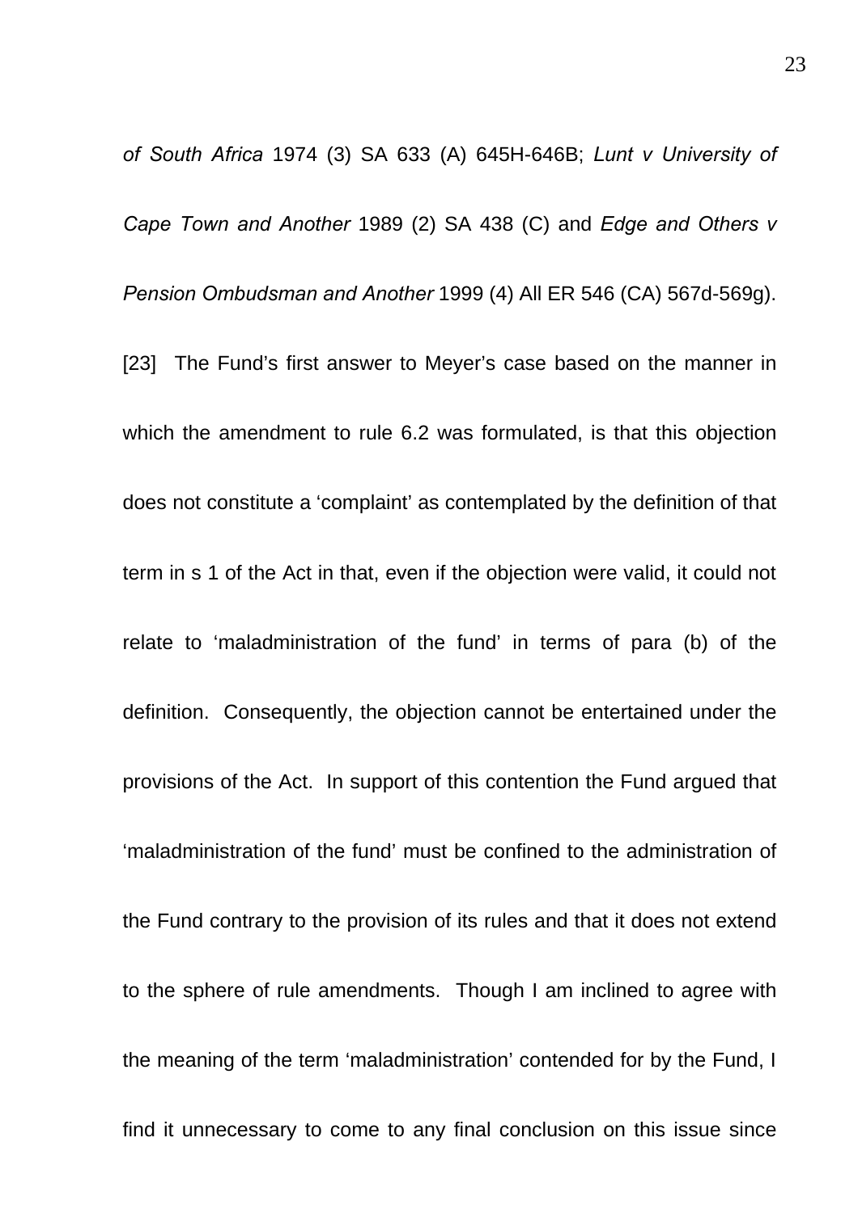*of South Africa* 1974 (3) SA 633 (A) 645H-646B; *Lunt v University of Cape Town and Another* 1989 (2) SA 438 (C) and *Edge and Others v Pension Ombudsman and Another* 1999 (4) All ER 546 (CA) 567d-569g).

[23] The Fund's first answer to Meyer's case based on the manner in which the amendment to rule 6.2 was formulated, is that this objection does not constitute a 'complaint' as contemplated by the definition of that term in s 1 of the Act in that, even if the objection were valid, it could not relate to 'maladministration of the fund' in terms of para (b) of the definition. Consequently, the objection cannot be entertained under the provisions of the Act. In support of this contention the Fund argued that 'maladministration of the fund' must be confined to the administration of the Fund contrary to the provision of its rules and that it does not extend to the sphere of rule amendments. Though I am inclined to agree with the meaning of the term 'maladministration' contended for by the Fund, I find it unnecessary to come to any final conclusion on this issue since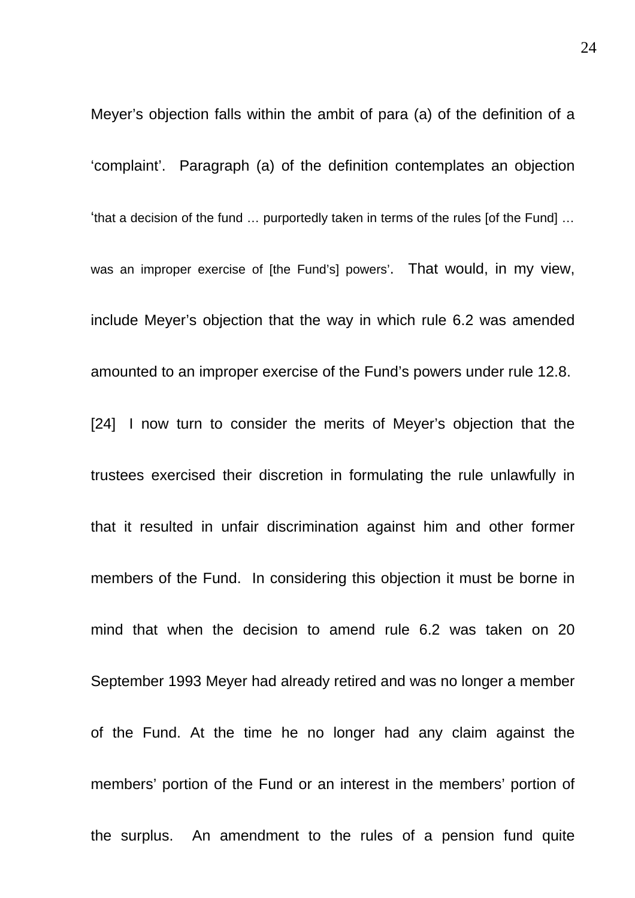Meyer's objection falls within the ambit of para (a) of the definition of a 'complaint'. Paragraph (a) of the definition contemplates an objection 'that a decision of the fund … purportedly taken in terms of the rules [of the Fund] … was an improper exercise of [the Fund's] powers'. That would, in my view, include Meyer's objection that the way in which rule 6.2 was amended amounted to an improper exercise of the Fund's powers under rule 12.8.

[24] I now turn to consider the merits of Meyer's objection that the trustees exercised their discretion in formulating the rule unlawfully in that it resulted in unfair discrimination against him and other former members of the Fund. In considering this objection it must be borne in mind that when the decision to amend rule 6.2 was taken on 20 September 1993 Meyer had already retired and was no longer a member of the Fund. At the time he no longer had any claim against the members' portion of the Fund or an interest in the members' portion of the surplus. An amendment to the rules of a pension fund quite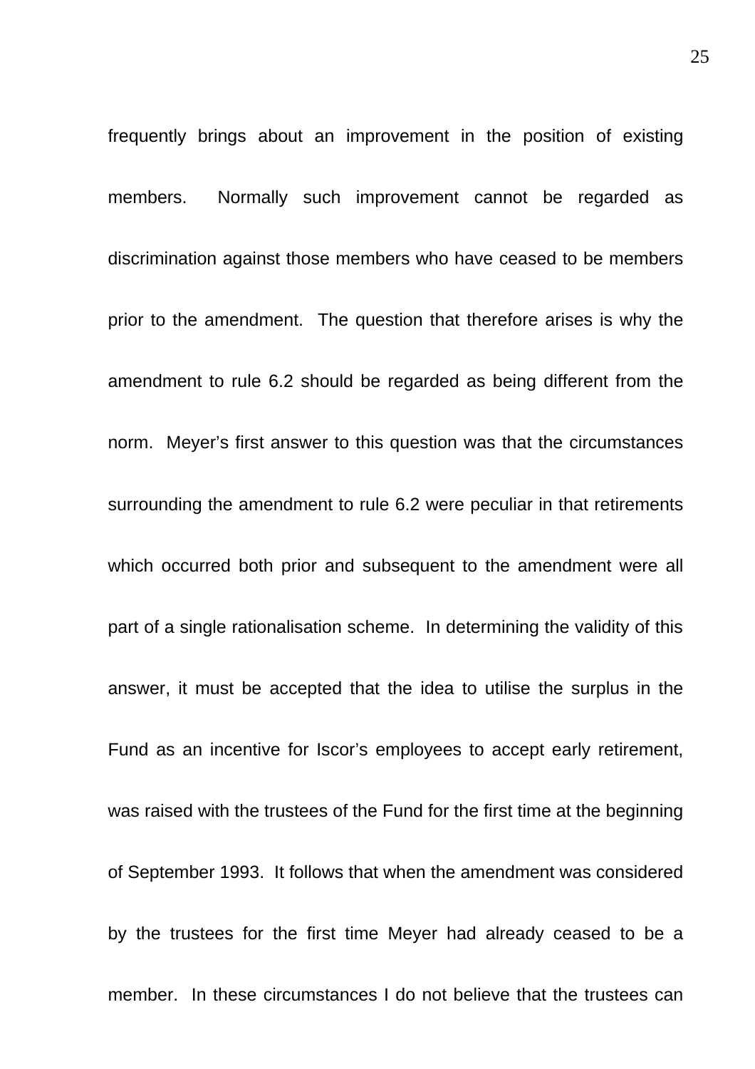frequently brings about an improvement in the position of existing members. Normally such improvement cannot be regarded as discrimination against those members who have ceased to be members prior to the amendment. The question that therefore arises is why the amendment to rule 6.2 should be regarded as being different from the norm. Meyer's first answer to this question was that the circumstances surrounding the amendment to rule 6.2 were peculiar in that retirements which occurred both prior and subsequent to the amendment were all part of a single rationalisation scheme. In determining the validity of this answer, it must be accepted that the idea to utilise the surplus in the Fund as an incentive for Iscor's employees to accept early retirement, was raised with the trustees of the Fund for the first time at the beginning of September 1993. It follows that when the amendment was considered by the trustees for the first time Meyer had already ceased to be a member. In these circumstances I do not believe that the trustees can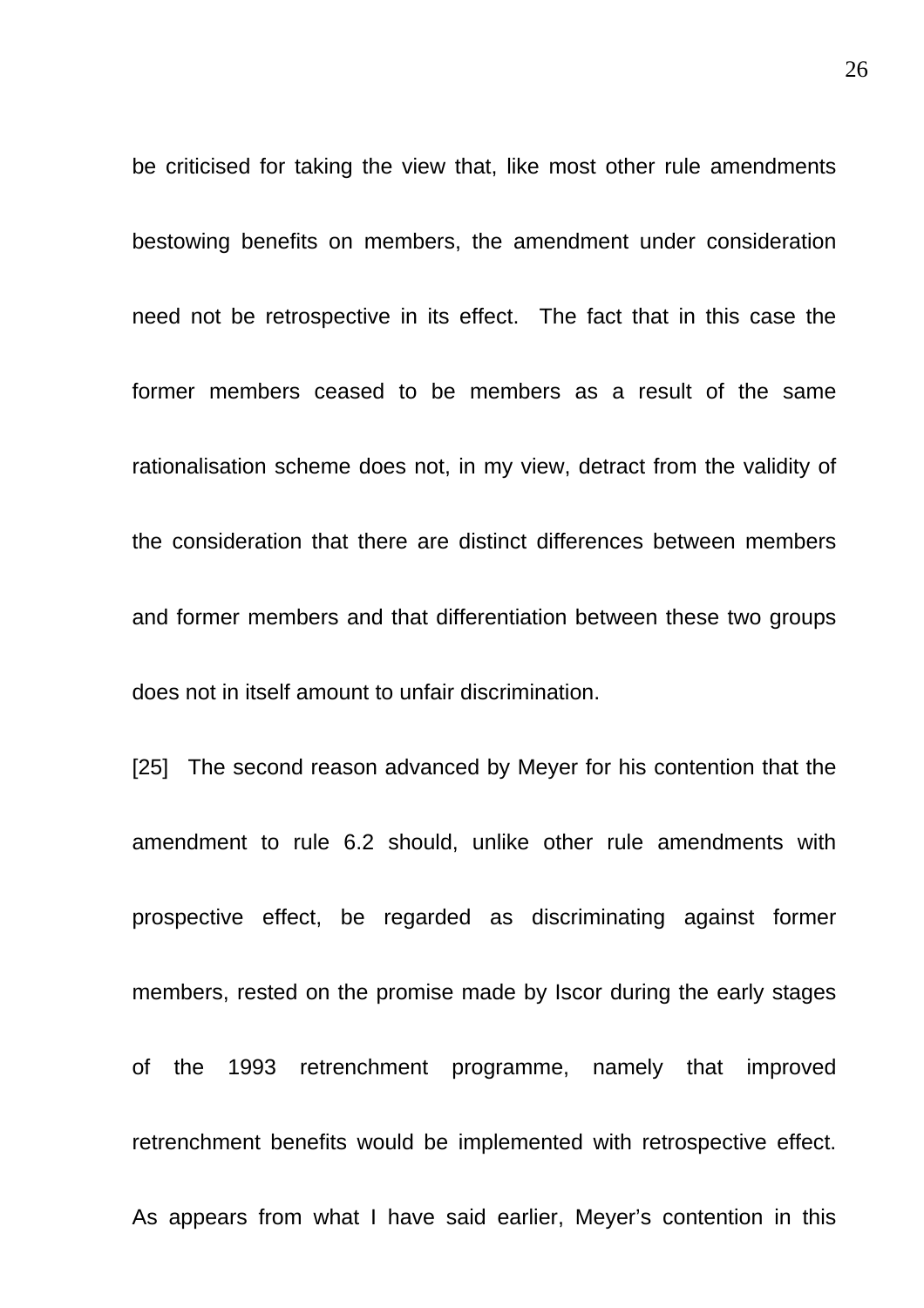be criticised for taking the view that, like most other rule amendments bestowing benefits on members, the amendment under consideration need not be retrospective in its effect. The fact that in this case the former members ceased to be members as a result of the same rationalisation scheme does not, in my view, detract from the validity of the consideration that there are distinct differences between members and former members and that differentiation between these two groups does not in itself amount to unfair discrimination.

[25] The second reason advanced by Meyer for his contention that the amendment to rule 6.2 should, unlike other rule amendments with prospective effect, be regarded as discriminating against former members, rested on the promise made by Iscor during the early stages of the 1993 retrenchment programme, namely that improved retrenchment benefits would be implemented with retrospective effect. As appears from what I have said earlier, Meyer's contention in this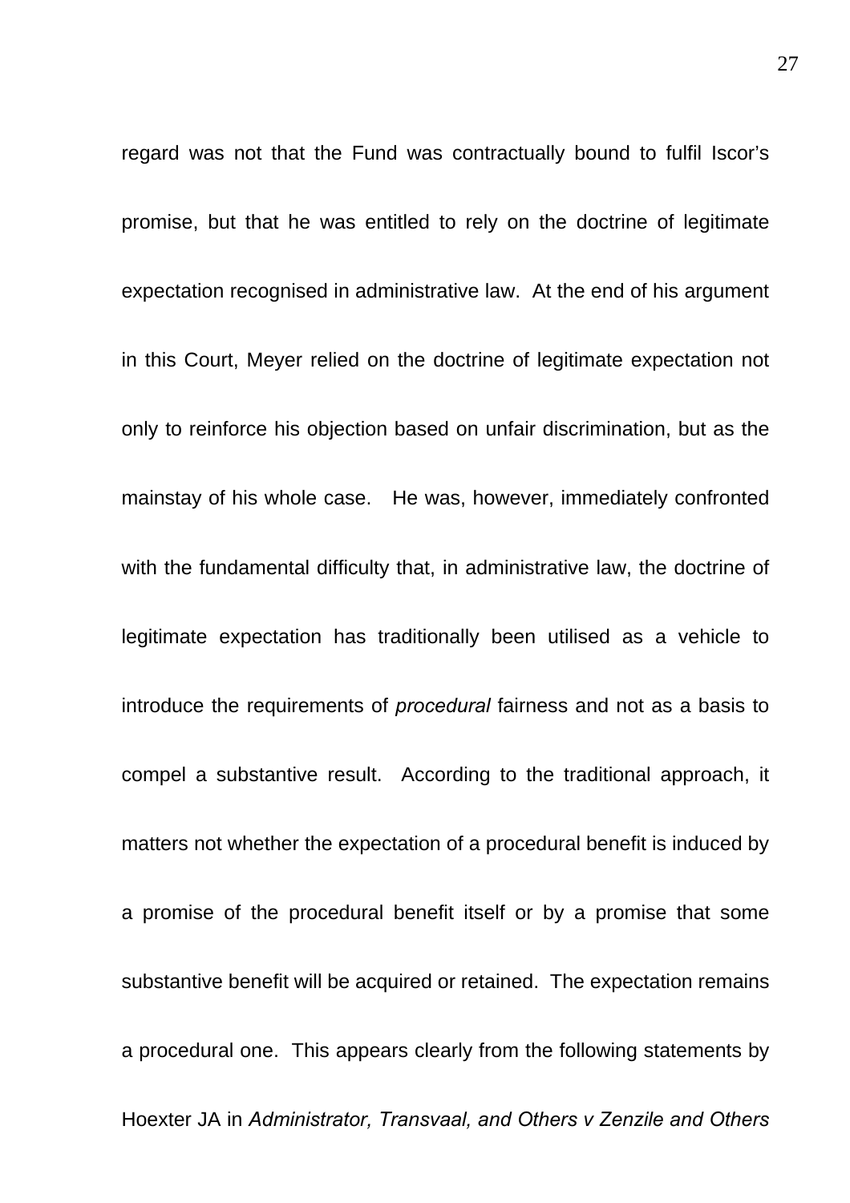regard was not that the Fund was contractually bound to fulfil Iscor's promise, but that he was entitled to rely on the doctrine of legitimate expectation recognised in administrative law. At the end of his argument in this Court, Meyer relied on the doctrine of legitimate expectation not only to reinforce his objection based on unfair discrimination, but as the mainstay of his whole case. He was, however, immediately confronted with the fundamental difficulty that, in administrative law, the doctrine of legitimate expectation has traditionally been utilised as a vehicle to introduce the requirements of *procedural* fairness and not as a basis to compel a substantive result. According to the traditional approach, it matters not whether the expectation of a procedural benefit is induced by a promise of the procedural benefit itself or by a promise that some substantive benefit will be acquired or retained. The expectation remains a procedural one. This appears clearly from the following statements by Hoexter JA in *Administrator, Transvaal, and Others v Zenzile and Others*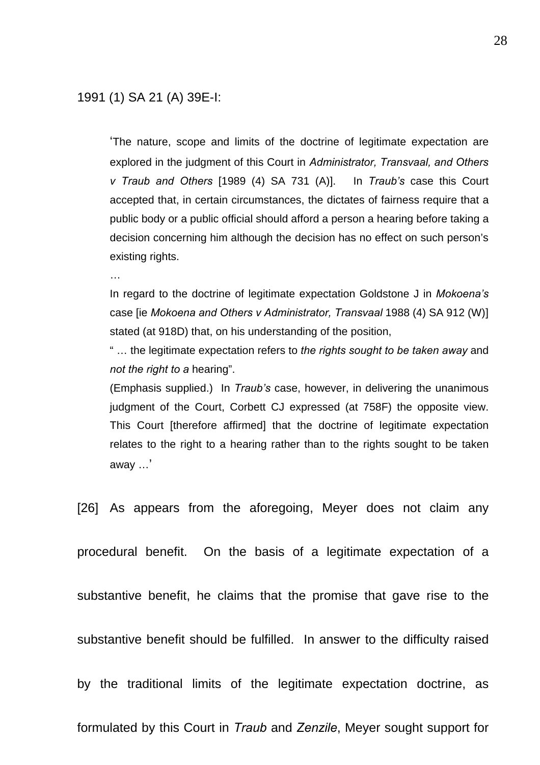1991 (1) SA 21 (A) 39E-I:

> ‘The nature, scope and limits of the doctrine of legitimate expectation are explored in the judgment of this Court in *Administrator, Transvaal, and Others v Traub and Others* [1989 (4) SA 731 (A)]. In *Traub’s* case this Court accepted that, in certain circumstances, the dictates of fairness require that a public body or a public official should afford a person a hearing before taking a decision concerning him although the decision has no effect on such person’s existing rights.
>
> …
>
> In regard to the doctrine of legitimate expectation Goldstone J in *Mokoena’s* case [ie *Mokoena and Others v Administrator, Transvaal* 1988 (4) SA 912 (W)] stated (at 918D) that, on his understanding of the position,
>
> “ … the legitimate expectation refers to *the rights sought to be taken away* and *not the right to a* hearing”.
>
> (Emphasis supplied.) In *Traub’s* case, however, in delivering the unanimous judgment of the Court, Corbett CJ expressed (at 758F) the opposite view. This Court [therefore affirmed] that the doctrine of legitimate expectation relates to the right to a hearing rather than to the rights sought to be taken away …’

[26] As appears from the aforegoing, Meyer does not claim any procedural benefit. On the basis of a legitimate expectation of a substantive benefit, he claims that the promise that gave rise to the substantive benefit should be fulfilled. In answer to the difficulty raised by the traditional limits of the legitimate expectation doctrine, as formulated by this Court in *Traub* and *Zenzile*, Meyer sought support for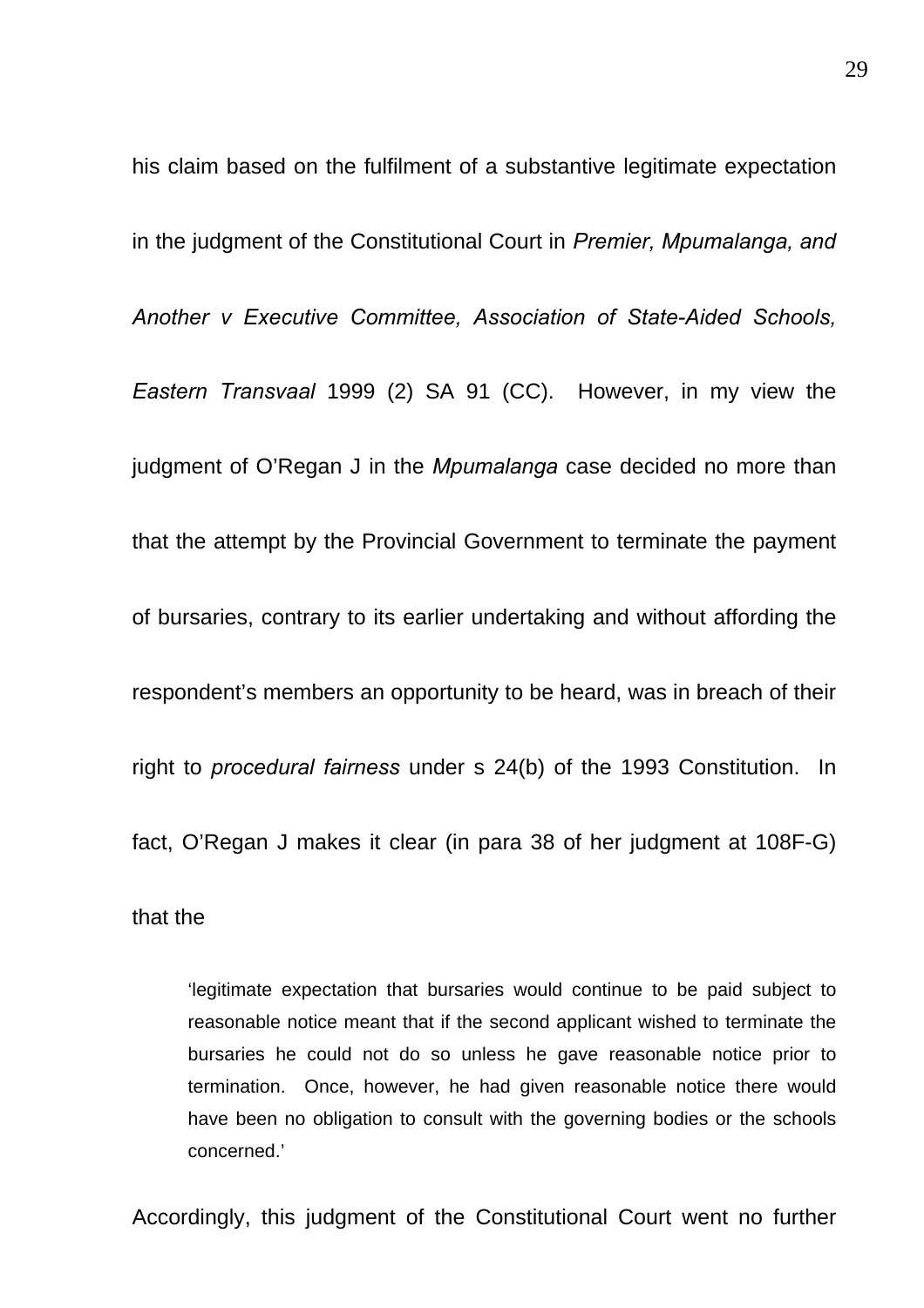his claim based on the fulfilment of a substantive legitimate expectation in the judgment of the Constitutional Court in *Premier, Mpumalanga, and Another v Executive Committee, Association of State-Aided Schools, Eastern Transvaal* 1999 (2) SA 91 (CC). However, in my view the judgment of O'Regan J in the *Mpumalanga* case decided no more than that the attempt by the Provincial Government to terminate the payment of bursaries, contrary to its earlier undertaking and without affording the respondent's members an opportunity to be heard, was in breach of their right to *procedural fairness* under s 24(b) of the 1993 Constitution. In fact, O'Regan J makes it clear (in para 38 of her judgment at 108F-G) that the

> 'legitimate expectation that bursaries would continue to be paid subject to reasonable notice meant that if the second applicant wished to terminate the bursaries he could not do so unless he gave reasonable notice prior to termination. Once, however, he had given reasonable notice there would have been no obligation to consult with the governing bodies or the schools concerned.'

Accordingly, this judgment of the Constitutional Court went no further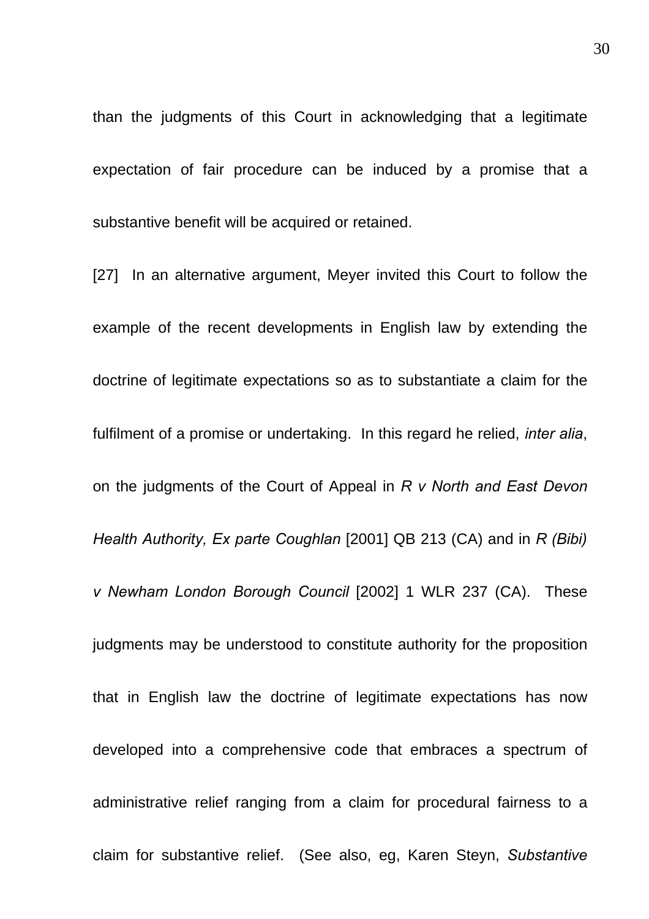than the judgments of this Court in acknowledging that a legitimate expectation of fair procedure can be induced by a promise that a substantive benefit will be acquired or retained.

[27] In an alternative argument, Meyer invited this Court to follow the example of the recent developments in English law by extending the doctrine of legitimate expectations so as to substantiate a claim for the fulfilment of a promise or undertaking. In this regard he relied, *inter alia*, on the judgments of the Court of Appeal in *R v North and East Devon Health Authority, Ex parte Coughlan* [2001] QB 213 (CA) and in *R (Bibi) v Newham London Borough Council* [2002] 1 WLR 237 (CA). These judgments may be understood to constitute authority for the proposition that in English law the doctrine of legitimate expectations has now developed into a comprehensive code that embraces a spectrum of administrative relief ranging from a claim for procedural fairness to a claim for substantive relief. (See also, eg, Karen Steyn, *Substantive*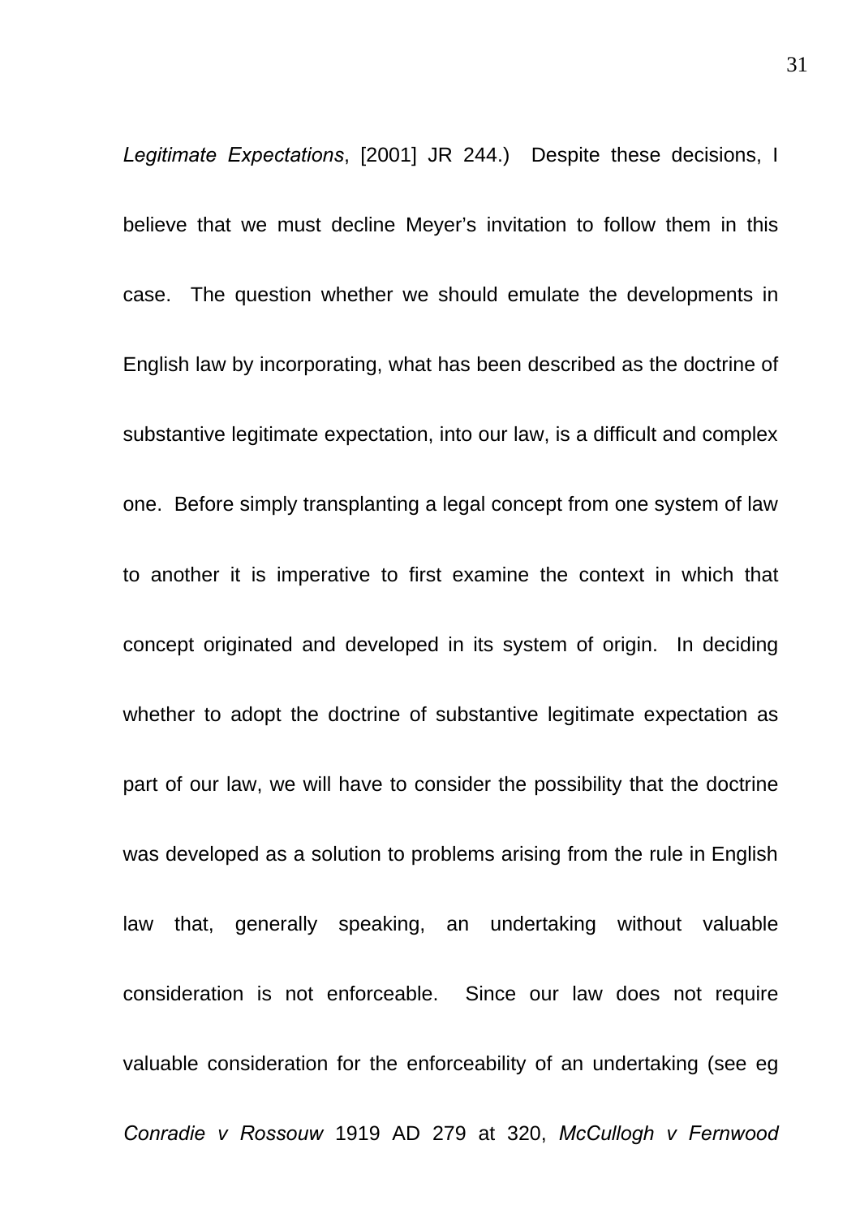*Legitimate Expectations*, [2001] JR 244.) Despite these decisions, I believe that we must decline Meyer's invitation to follow them in this case. The question whether we should emulate the developments in English law by incorporating, what has been described as the doctrine of substantive legitimate expectation, into our law, is a difficult and complex one. Before simply transplanting a legal concept from one system of law to another it is imperative to first examine the context in which that concept originated and developed in its system of origin. In deciding whether to adopt the doctrine of substantive legitimate expectation as part of our law, we will have to consider the possibility that the doctrine was developed as a solution to problems arising from the rule in English law that, generally speaking, an undertaking without valuable consideration is not enforceable. Since our law does not require valuable consideration for the enforceability of an undertaking (see eg *Conradie v Rossouw* 1919 AD 279 at 320, *McCullogh v Fernwood*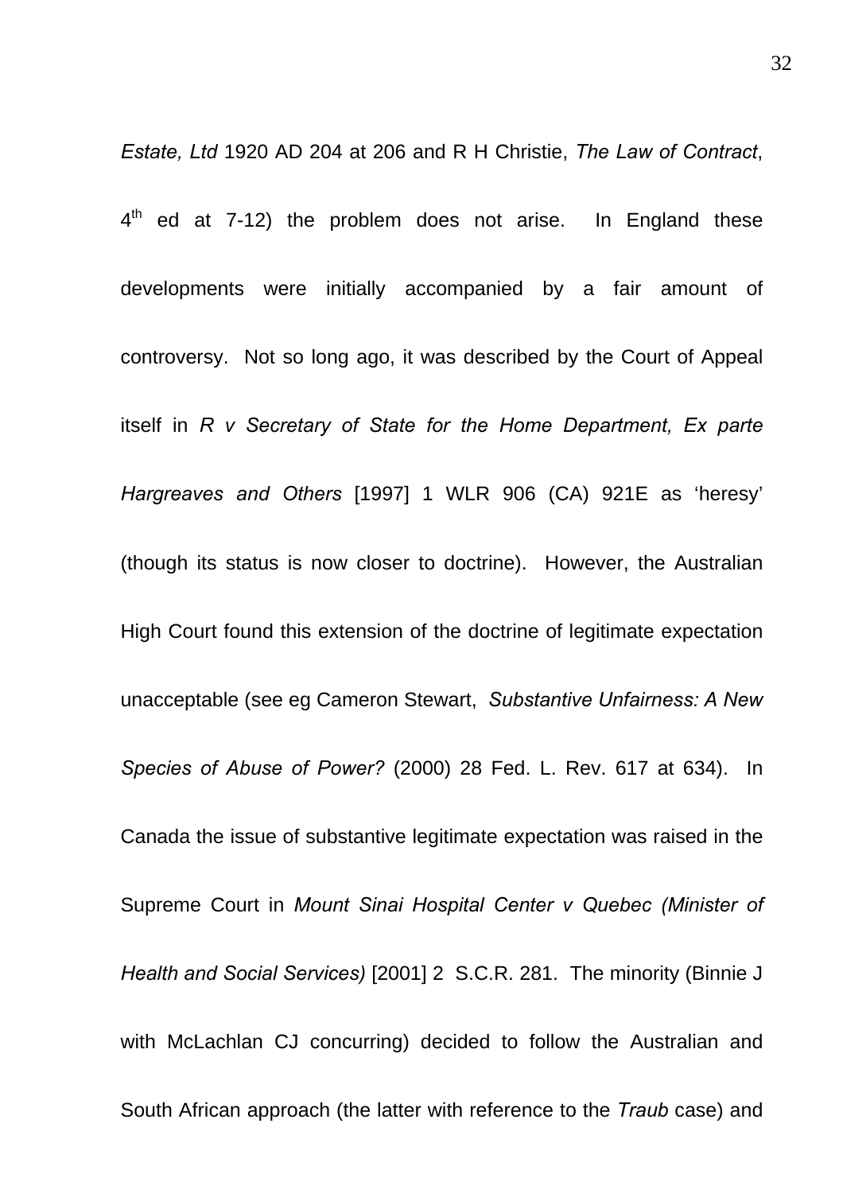*Estate, Ltd* 1920 AD 204 at 206 and R H Christie, *The Law of Contract*, 4th ed at 7-12) the problem does not arise. In England these developments were initially accompanied by a fair amount of controversy. Not so long ago, it was described by the Court of Appeal itself in *R v Secretary of State for the Home Department, Ex parte Hargreaves and Others* [1997] 1 WLR 906 (CA) 921E as 'heresy' (though its status is now closer to doctrine). However, the Australian High Court found this extension of the doctrine of legitimate expectation unacceptable (see eg Cameron Stewart, *Substantive Unfairness: A New Species of Abuse of Power?* (2000) 28 Fed. L. Rev. 617 at 634). In Canada the issue of substantive legitimate expectation was raised in the Supreme Court in *Mount Sinai Hospital Center v Quebec (Minister of Health and Social Services)* [2001] 2 S.C.R. 281. The minority (Binnie J with McLachlan CJ concurring) decided to follow the Australian and South African approach (the latter with reference to the *Traub* case) and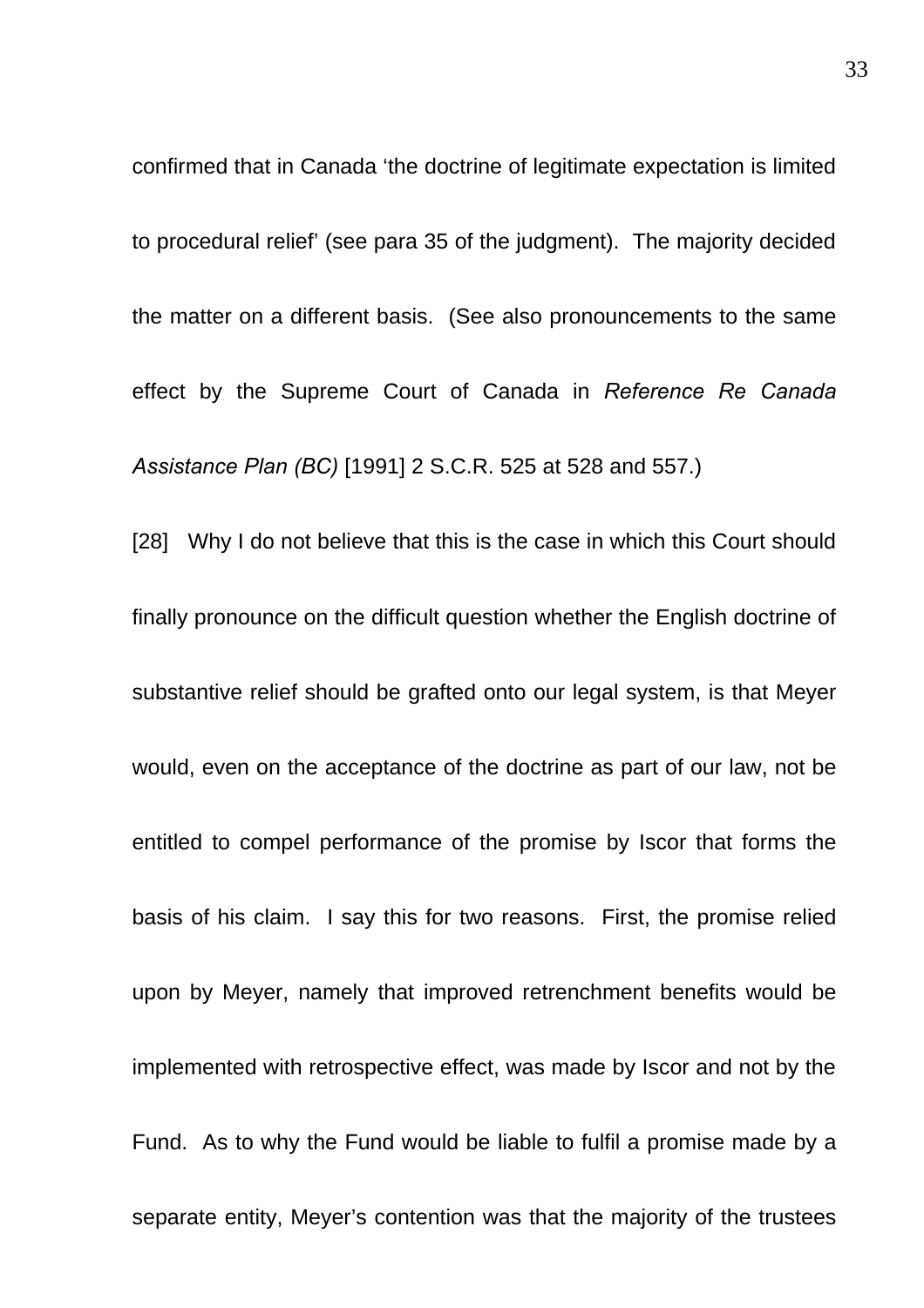confirmed that in Canada 'the doctrine of legitimate expectation is limited to procedural relief' (see para 35 of the judgment). The majority decided the matter on a different basis. (See also pronouncements to the same effect by the Supreme Court of Canada in *Reference Re Canada Assistance Plan (BC)* [1991] 2 S.C.R. 525 at 528 and 557.)

[28] Why I do not believe that this is the case in which this Court should finally pronounce on the difficult question whether the English doctrine of substantive relief should be grafted onto our legal system, is that Meyer would, even on the acceptance of the doctrine as part of our law, not be entitled to compel performance of the promise by Iscor that forms the basis of his claim. I say this for two reasons. First, the promise relied upon by Meyer, namely that improved retrenchment benefits would be implemented with retrospective effect, was made by Iscor and not by the Fund. As to why the Fund would be liable to fulfil a promise made by a separate entity, Meyer's contention was that the majority of the trustees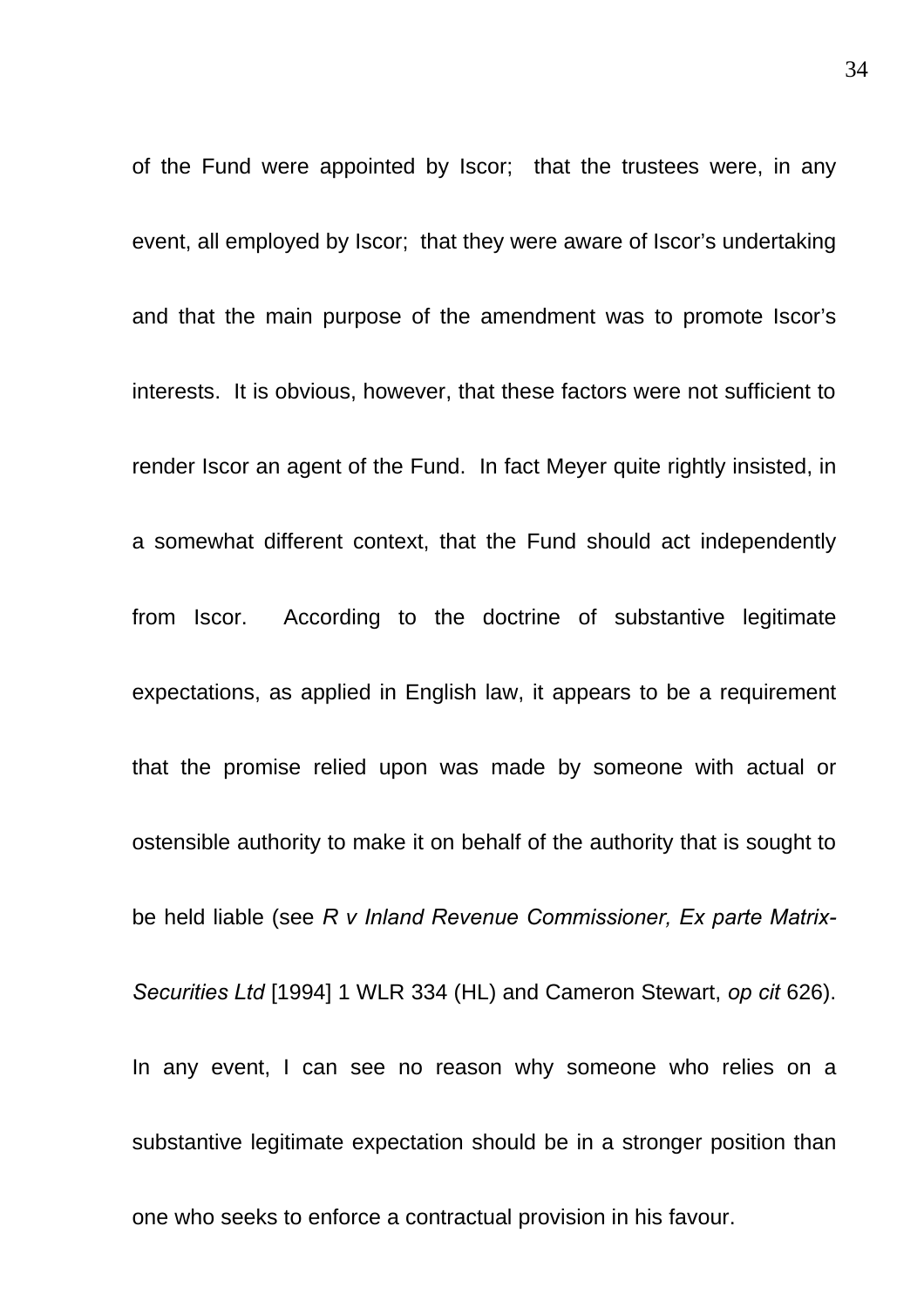of the Fund were appointed by Iscor; that the trustees were, in any event, all employed by Iscor; that they were aware of Iscor's undertaking and that the main purpose of the amendment was to promote Iscor's interests. It is obvious, however, that these factors were not sufficient to render Iscor an agent of the Fund. In fact Meyer quite rightly insisted, in a somewhat different context, that the Fund should act independently from Iscor. According to the doctrine of substantive legitimate expectations, as applied in English law, it appears to be a requirement that the promise relied upon was made by someone with actual or ostensible authority to make it on behalf of the authority that is sought to be held liable (see *R v Inland Revenue Commissioner, Ex parte Matrix-Securities Ltd* [1994] 1 WLR 334 (HL) and Cameron Stewart, *op cit* 626). In any event, I can see no reason why someone who relies on a substantive legitimate expectation should be in a stronger position than one who seeks to enforce a contractual provision in his favour.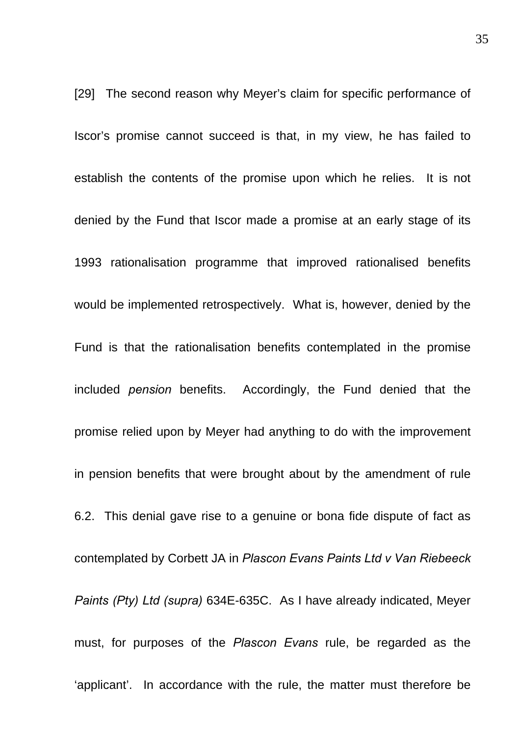[29] The second reason why Meyer's claim for specific performance of Iscor's promise cannot succeed is that, in my view, he has failed to establish the contents of the promise upon which he relies. It is not denied by the Fund that Iscor made a promise at an early stage of its 1993 rationalisation programme that improved rationalised benefits would be implemented retrospectively. What is, however, denied by the Fund is that the rationalisation benefits contemplated in the promise included *pension* benefits. Accordingly, the Fund denied that the promise relied upon by Meyer had anything to do with the improvement in pension benefits that were brought about by the amendment of rule 6.2. This denial gave rise to a genuine or bona fide dispute of fact as contemplated by Corbett JA in *Plascon Evans Paints Ltd v Van Riebeeck Paints (Pty) Ltd (supra)* 634E-635C. As I have already indicated, Meyer must, for purposes of the *Plascon Evans* rule, be regarded as the 'applicant'. In accordance with the rule, the matter must therefore be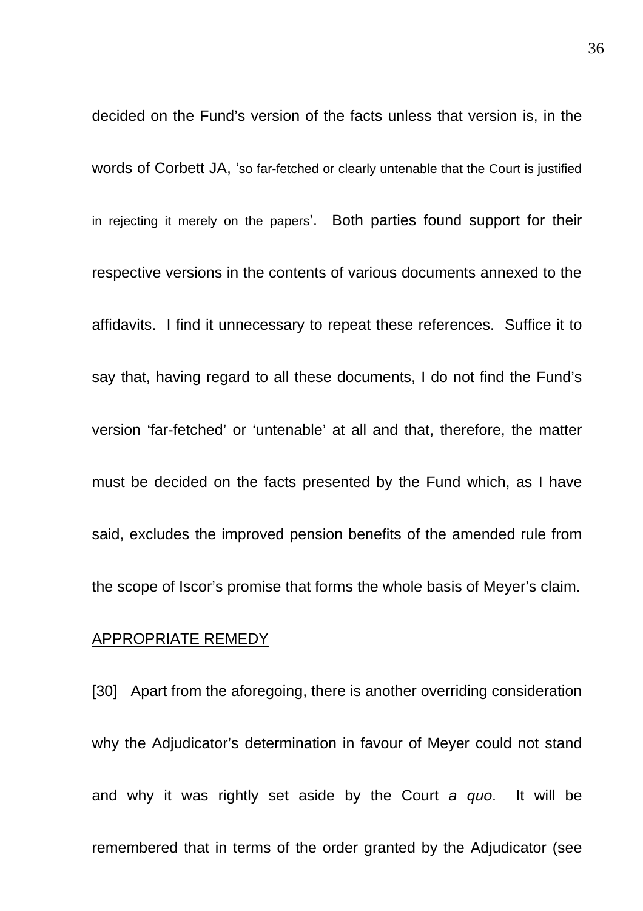decided on the Fund's version of the facts unless that version is, in the words of Corbett JA, 'so far-fetched or clearly untenable that the Court is justified in rejecting it merely on the papers'. Both parties found support for their respective versions in the contents of various documents annexed to the affidavits. I find it unnecessary to repeat these references. Suffice it to say that, having regard to all these documents, I do not find the Fund's version 'far-fetched' or 'untenable' at all and that, therefore, the matter must be decided on the facts presented by the Fund which, as I have said, excludes the improved pension benefits of the amended rule from the scope of Iscor's promise that forms the whole basis of Meyer's claim.

APPROPRIATE REMEDY

[30] Apart from the aforegoing, there is another overriding consideration why the Adjudicator's determination in favour of Meyer could not stand and why it was rightly set aside by the Court *a quo*. It will be remembered that in terms of the order granted by the Adjudicator (see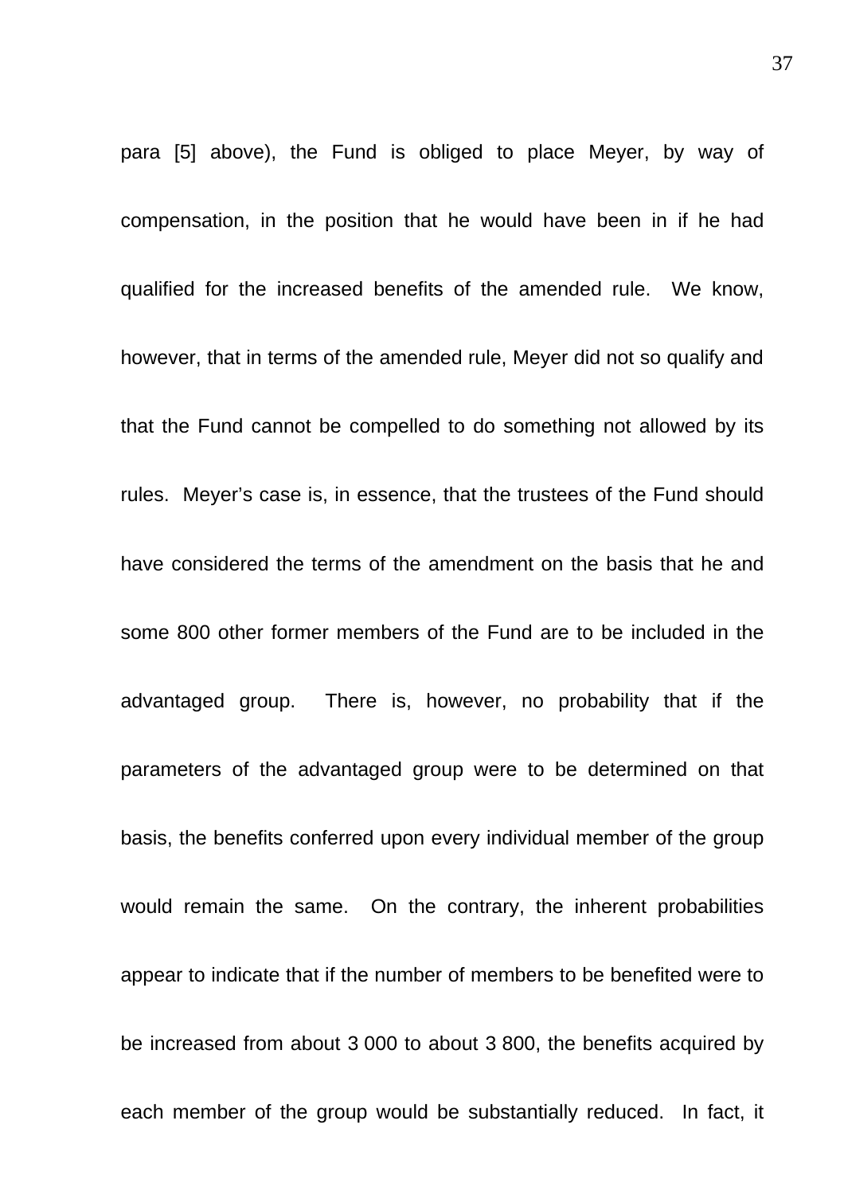para [5] above), the Fund is obliged to place Meyer, by way of compensation, in the position that he would have been in if he had qualified for the increased benefits of the amended rule. We know, however, that in terms of the amended rule, Meyer did not so qualify and that the Fund cannot be compelled to do something not allowed by its rules. Meyer’s case is, in essence, that the trustees of the Fund should have considered the terms of the amendment on the basis that he and some 800 other former members of the Fund are to be included in the advantaged group. There is, however, no probability that if the parameters of the advantaged group were to be determined on that basis, the benefits conferred upon every individual member of the group would remain the same. On the contrary, the inherent probabilities appear to indicate that if the number of members to be benefited were to be increased from about 3 000 to about 3 800, the benefits acquired by each member of the group would be substantially reduced. In fact, it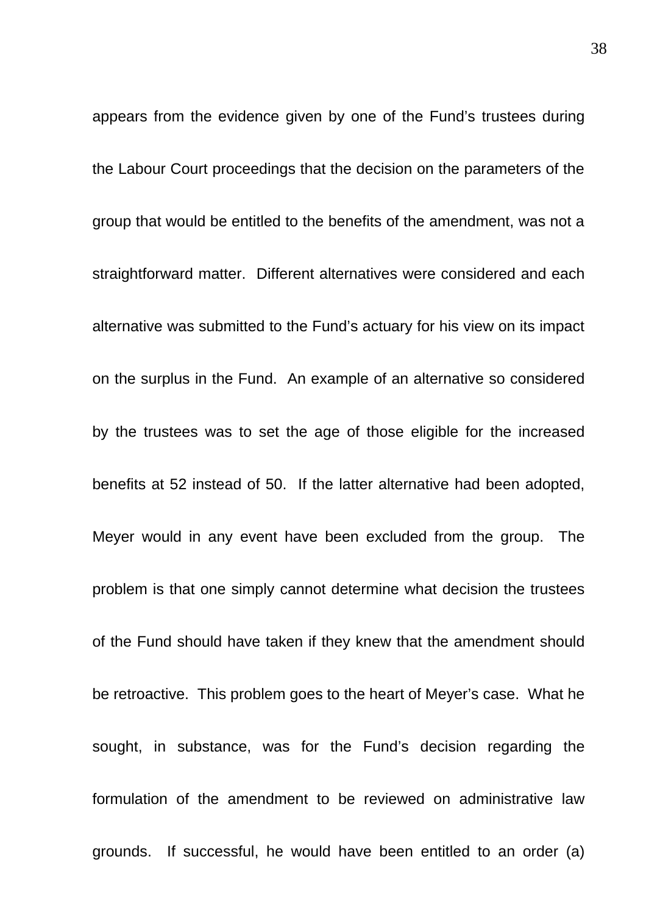appears from the evidence given by one of the Fund's trustees during the Labour Court proceedings that the decision on the parameters of the group that would be entitled to the benefits of the amendment, was not a straightforward matter. Different alternatives were considered and each alternative was submitted to the Fund's actuary for his view on its impact on the surplus in the Fund. An example of an alternative so considered by the trustees was to set the age of those eligible for the increased benefits at 52 instead of 50. If the latter alternative had been adopted, Meyer would in any event have been excluded from the group. The problem is that one simply cannot determine what decision the trustees of the Fund should have taken if they knew that the amendment should be retroactive. This problem goes to the heart of Meyer's case. What he sought, in substance, was for the Fund's decision regarding the formulation of the amendment to be reviewed on administrative law grounds. If successful, he would have been entitled to an order (a)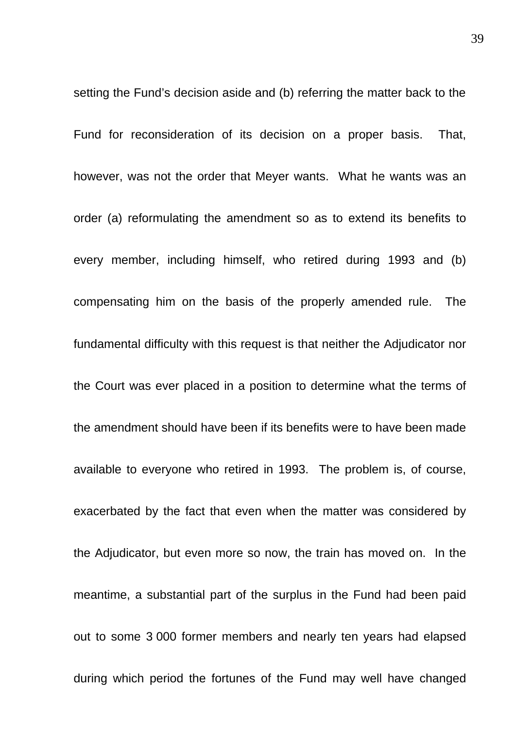setting the Fund's decision aside and (b) referring the matter back to the Fund for reconsideration of its decision on a proper basis. That, however, was not the order that Meyer wants. What he wants was an order (a) reformulating the amendment so as to extend its benefits to every member, including himself, who retired during 1993 and (b) compensating him on the basis of the properly amended rule. The fundamental difficulty with this request is that neither the Adjudicator nor the Court was ever placed in a position to determine what the terms of the amendment should have been if its benefits were to have been made available to everyone who retired in 1993. The problem is, of course, exacerbated by the fact that even when the matter was considered by the Adjudicator, but even more so now, the train has moved on. In the meantime, a substantial part of the surplus in the Fund had been paid out to some 3 000 former members and nearly ten years had elapsed during which period the fortunes of the Fund may well have changed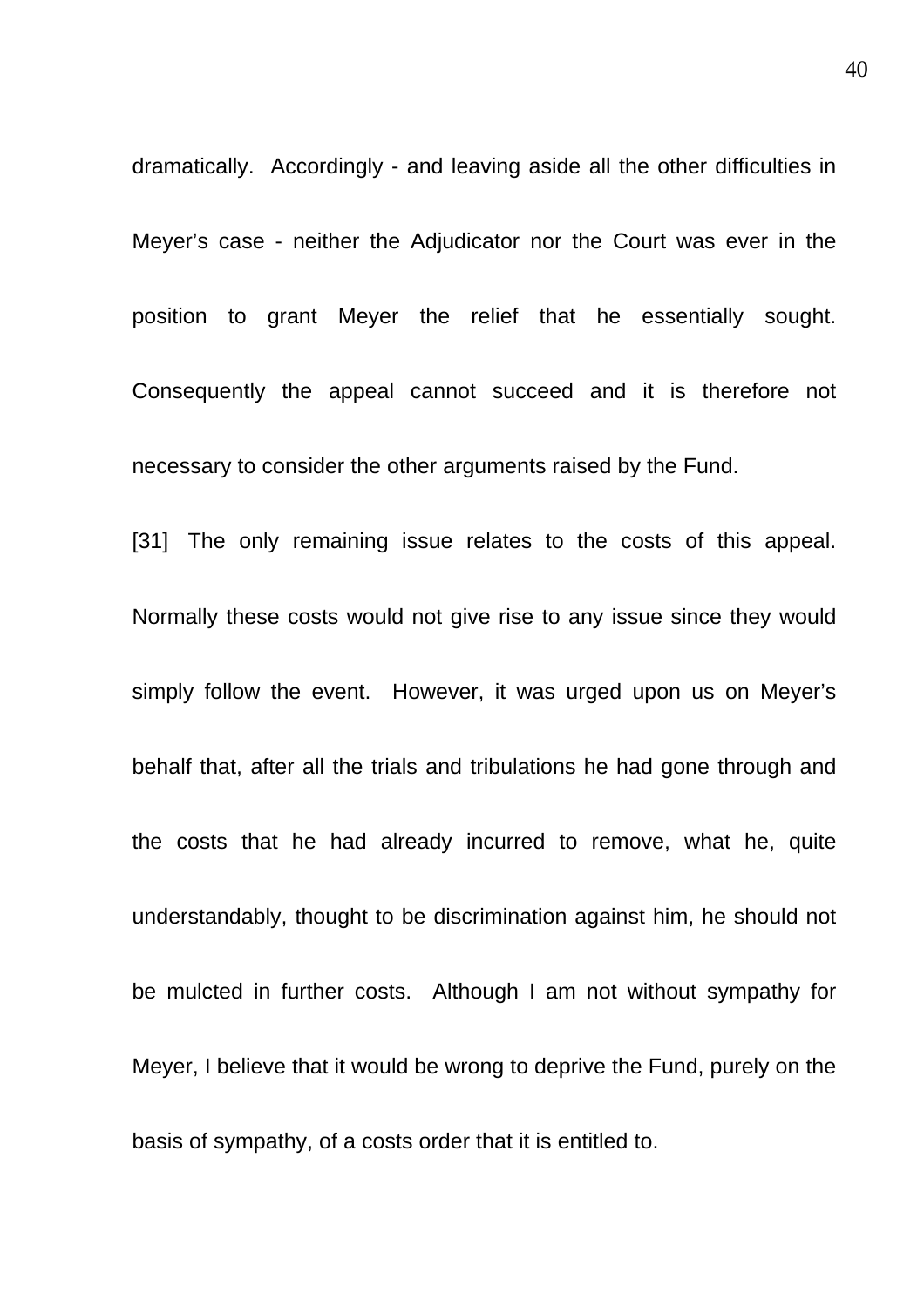dramatically. Accordingly - and leaving aside all the other difficulties in Meyer's case - neither the Adjudicator nor the Court was ever in the position to grant Meyer the relief that he essentially sought. Consequently the appeal cannot succeed and it is therefore not necessary to consider the other arguments raised by the Fund.

[31] The only remaining issue relates to the costs of this appeal. Normally these costs would not give rise to any issue since they would simply follow the event. However, it was urged upon us on Meyer's behalf that, after all the trials and tribulations he had gone through and the costs that he had already incurred to remove, what he, quite understandably, thought to be discrimination against him, he should not be mulcted in further costs. Although I am not without sympathy for Meyer, I believe that it would be wrong to deprive the Fund, purely on the basis of sympathy, of a costs order that it is entitled to.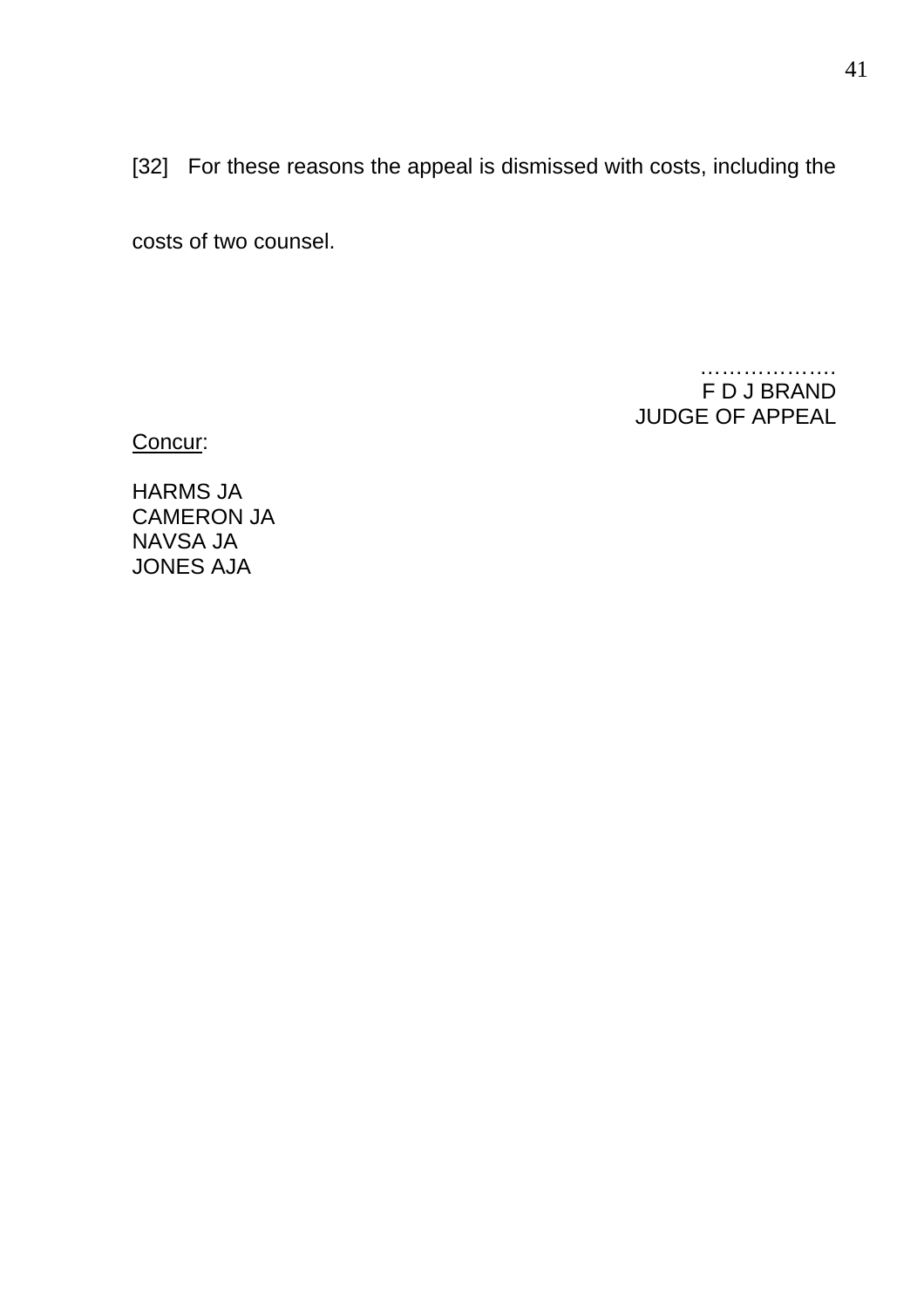[32] For these reasons the appeal is dismissed with costs, including the costs of two counsel.

……………….
F D J BRAND
JUDGE OF APPEAL

Concur:

HARMS JA
CAMERON JA
NAVSA JA
JONES AJA